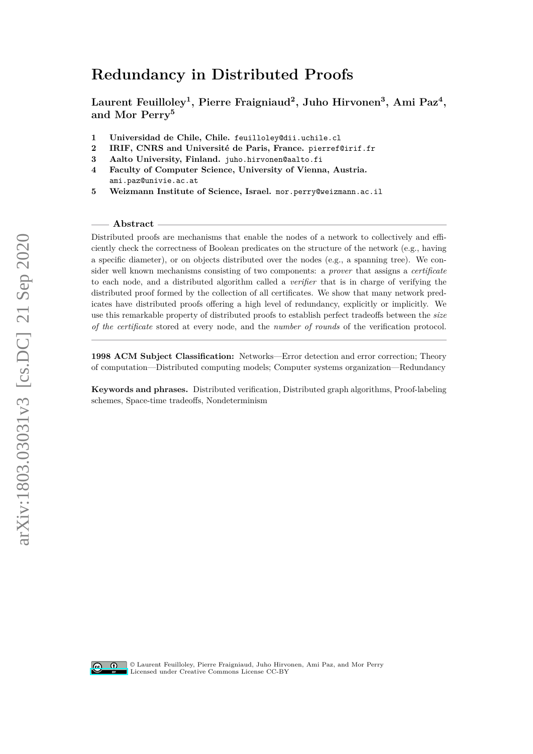# Redundancy in Distributed Proofs

**Laurent Feuilloley[1], Pierre Fraigniaud[2], Juho Hirvonen[3], Ami Paz[4], and Mor Perry[5]**

1 **Universidad de Chile, Chile.** feuilloley@dii.uchile.cl
2 **IRIF, CNRS and Université de Paris, France.** pierref@irif.fr
3 **Aalto University, Finland.** juho.hirvonen@aalto.fi
4 **Faculty of Computer Science, University of Vienna, Austria.** ami.paz@univie.ac.at
5 **Weizmann Institute of Science, Israel.** mor.perry@weizmann.ac.il

## Abstract

Distributed proofs are mechanisms that enable the nodes of a network to collectively and efficiently check the correctness of Boolean predicates on the structure of the network (e.g., having a specific diameter), or on objects distributed over the nodes (e.g., a spanning tree). We consider well known mechanisms consisting of two components: a *prover* that assigns a *certificate* to each node, and a distributed algorithm called a *verifier* that is in charge of verifying the distributed proof formed by the collection of all certificates. We show that many network predicates have distributed proofs offering a high level of redundancy, explicitly or implicitly. We use this remarkable property of distributed proofs to establish perfect tradeoffs between the *size of the certificate* stored at every node, and the *number of rounds* of the verification protocol.

**1998 ACM Subject Classification:** Networks—Error detection and error correction; Theory of computation—Distributed computing models; Computer systems organization—Redundancy

**Keywords and phrases.** Distributed verification, Distributed graph algorithms, Proof-labeling schemes, Space-time tradeoffs, Nondeterminism

© Laurent Feuilloley, Pierre Fraigniaud, Juho Hirvonen, Ami Paz, and Mor Perry
Licensed under Creative Commons License CC-BY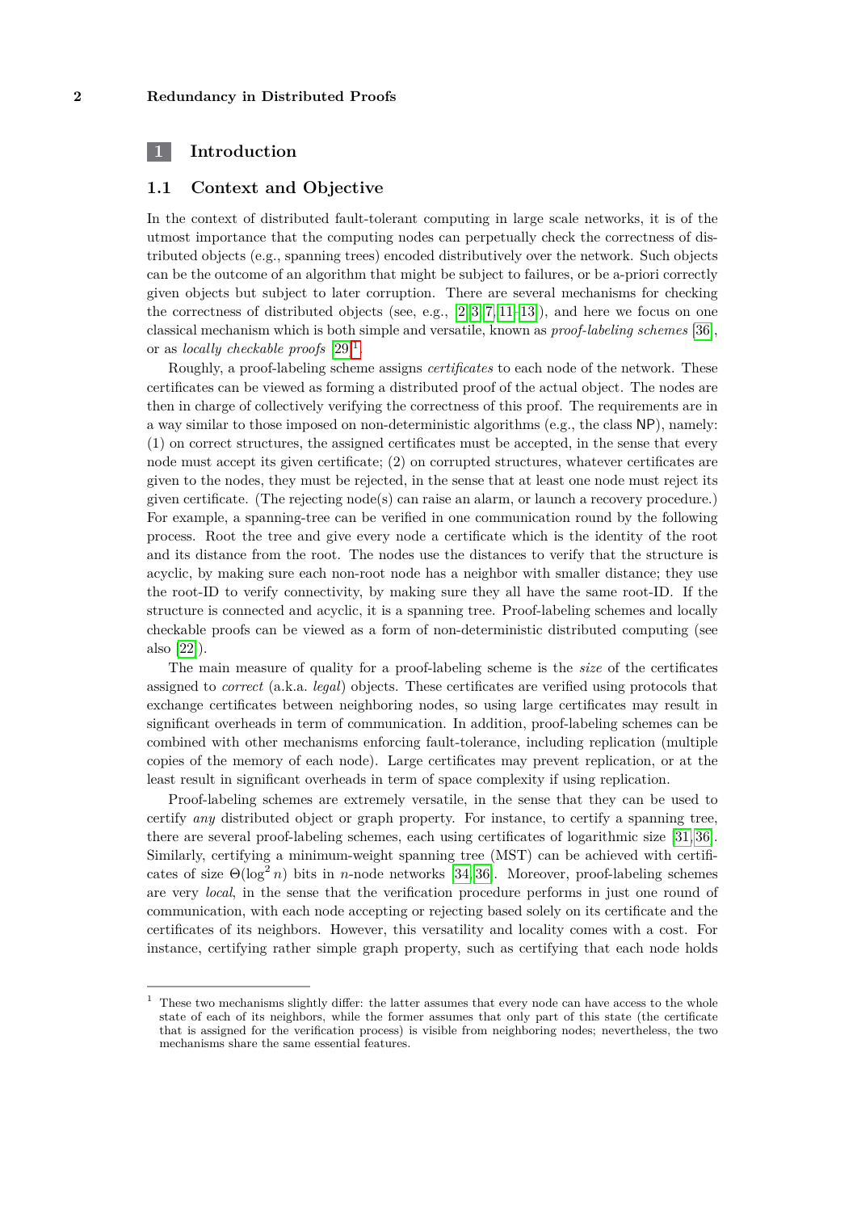# 1 Introduction

## 1.1 Context and Objective

In the context of distributed fault-tolerant computing in large scale networks, it is of the utmost importance that the computing nodes can perpetually check the correctness of distributed objects (e.g., spanning trees) encoded distributively over the network. Such objects can be the outcome of an algorithm that might be subject to failures, or be a-priori correctly given objects but subject to later corruption. There are several mechanisms for checking the correctness of distributed objects (see, e.g., [2, 3, 7, 11–13]), and here we focus on one classical mechanism which is both simple and versatile, known as *proof-labeling schemes* [36], or as *locally checkable proofs* [29][1].

Roughly, a proof-labeling scheme assigns *certificates* to each node of the network. These certificates can be viewed as forming a distributed proof of the actual object. The nodes are then in charge of collectively verifying the correctness of this proof. The requirements are in a way similar to those imposed on non-deterministic algorithms (e.g., the class NP), namely: (1) on correct structures, the assigned certificates must be accepted, in the sense that every node must accept its given certificate; (2) on corrupted structures, whatever certificates are given to the nodes, they must be rejected, in the sense that at least one node must reject its given certificate. (The rejecting node(s) can raise an alarm, or launch a recovery procedure.) For example, a spanning-tree can be verified in one communication round by the following process. Root the tree and give every node a certificate which is the identity of the root and its distance from the root. The nodes use the distances to verify that the structure is acyclic, by making sure each non-root node has a neighbor with smaller distance; they use the root-ID to verify connectivity, by making sure they all have the same root-ID. If the structure is connected and acyclic, it is a spanning tree. Proof-labeling schemes and locally checkable proofs can be viewed as a form of non-deterministic distributed computing (see also [22]).

The main measure of quality for a proof-labeling scheme is the *size* of the certificates assigned to *correct* (a.k.a. *legal*) objects. These certificates are verified using protocols that exchange certificates between neighboring nodes, so using large certificates may result in significant overheads in term of communication. In addition, proof-labeling schemes can be combined with other mechanisms enforcing fault-tolerance, including replication (multiple copies of the memory of each node). Large certificates may prevent replication, or at the least result in significant overheads in term of space complexity if using replication.

Proof-labeling schemes are extremely versatile, in the sense that they can be used to certify *any* distributed object or graph property. For instance, to certify a spanning tree, there are several proof-labeling schemes, each using certificates of logarithmic size [31, 36]. Similarly, certifying a minimum-weight spanning tree (MST) can be achieved with certificates of size $\Theta(\log^2 n)$ bits in $n$-node networks [34, 36]. Moreover, proof-labeling schemes are very *local*, in the sense that the verification procedure performs in just one round of communication, with each node accepting or rejecting based solely on its certificate and the certificates of its neighbors. However, this versatility and locality comes with a cost. For instance, certifying rather simple graph property, such as certifying that each node holds

[1] These two mechanisms slightly differ: the latter assumes that every node can have access to the whole state of each of its neighbors, while the former assumes that only part of this state (the certificate that is assigned for the verification process) is visible from neighboring nodes; nevertheless, the two mechanisms share the same essential features.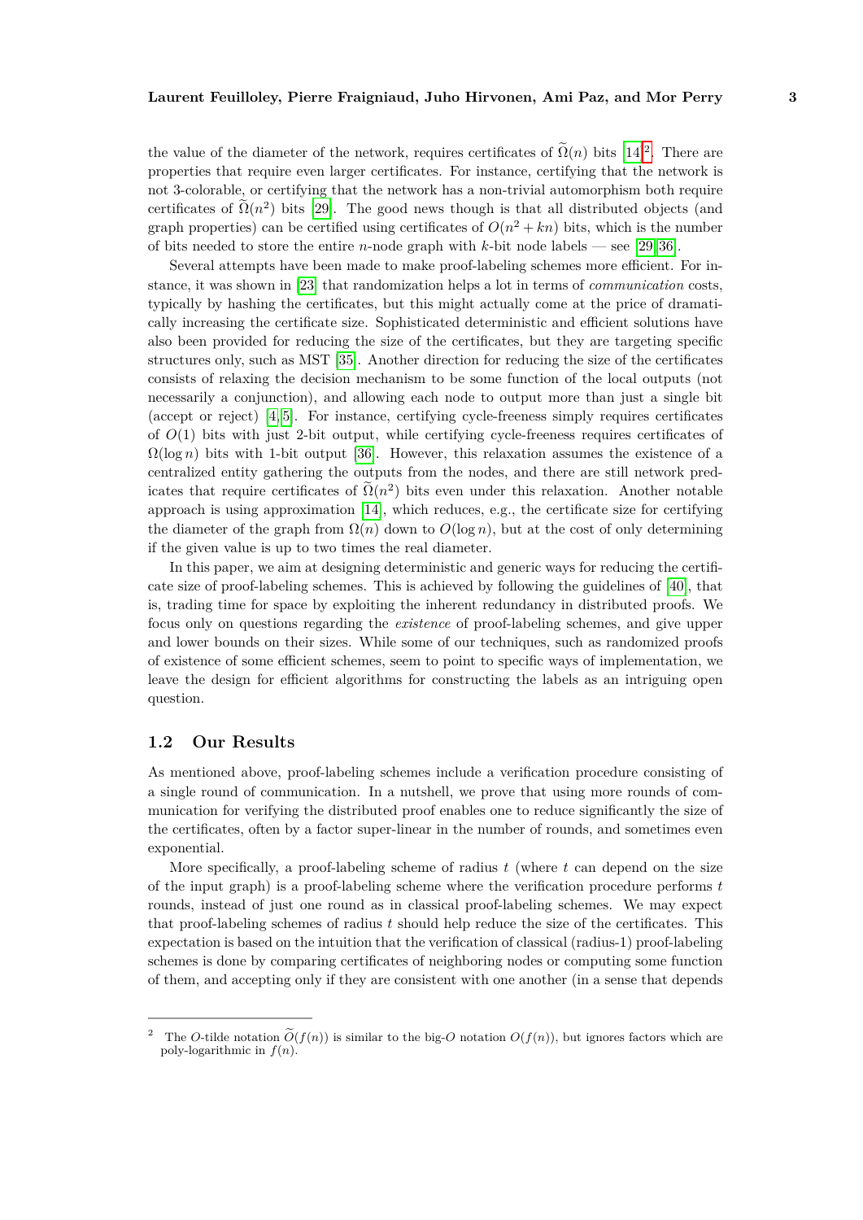the value of the diameter of the network, requires certificates of $\widetilde{\Omega}(n)$ bits [14][2]. There are properties that require even larger certificates. For instance, certifying that the network is not 3-colorable, or certifying that the network has a non-trivial automorphism both require certificates of $\widetilde{\Omega}(n^2)$ bits [29]. The good news though is that all distributed objects (and graph properties) can be certified using certificates of $O(n^2 + kn)$ bits, which is the number of bits needed to store the entire $n$-node graph with $k$-bit node labels — see [29, 36].

Several attempts have been made to make proof-labeling schemes more efficient. For instance, it was shown in [23] that randomization helps a lot in terms of *communication* costs, typically by hashing the certificates, but this might actually come at the price of dramatically increasing the certificate size. Sophisticated deterministic and efficient solutions have also been provided for reducing the size of the certificates, but they are targeting specific structures only, such as MST [35]. Another direction for reducing the size of the certificates consists of relaxing the decision mechanism to be some function of the local outputs (not necessarily a conjunction), and allowing each node to output more than just a single bit (accept or reject) [4, 5]. For instance, certifying cycle-freeness simply requires certificates of $O(1)$ bits with just 2-bit output, while certifying cycle-freeness requires certificates of $\Omega(\log n)$ bits with 1-bit output [36]. However, this relaxation assumes the existence of a centralized entity gathering the outputs from the nodes, and there are still network predicates that require certificates of $\widetilde{\Omega}(n^2)$ bits even under this relaxation. Another notable approach is using approximation [14], which reduces, e.g., the certificate size for certifying the diameter of the graph from $\Omega(n)$ down to $O(\log n)$, but at the cost of only determining if the given value is up to two times the real diameter.

In this paper, we aim at designing deterministic and generic ways for reducing the certificate size of proof-labeling schemes. This is achieved by following the guidelines of [40], that is, trading time for space by exploiting the inherent redundancy in distributed proofs. We focus only on questions regarding the *existence* of proof-labeling schemes, and give upper and lower bounds on their sizes. While some of our techniques, such as randomized proofs of existence of some efficient schemes, seem to point to specific ways of implementation, we leave the design for efficient algorithms for constructing the labels as an intriguing open question.

## 1.2 Our Results

As mentioned above, proof-labeling schemes include a verification procedure consisting of a single round of communication. In a nutshell, we prove that using more rounds of communication for verifying the distributed proof enables one to reduce significantly the size of the certificates, often by a factor super-linear in the number of rounds, and sometimes even exponential.

More specifically, a proof-labeling scheme of radius $t$ (where $t$ can depend on the size of the input graph) is a proof-labeling scheme where the verification procedure performs $t$ rounds, instead of just one round as in classical proof-labeling schemes. We may expect that proof-labeling schemes of radius $t$ should help reduce the size of the certificates. This expectation is based on the intuition that the verification of classical (radius-1) proof-labeling schemes is done by comparing certificates of neighboring nodes or computing some function of them, and accepting only if they are consistent with one another (in a sense that depends

---

[2] The $O$-tilde notation $\widetilde{O}(f(n))$ is similar to the big-$O$ notation $O(f(n))$, but ignores factors which are poly-logarithmic in $f(n)$.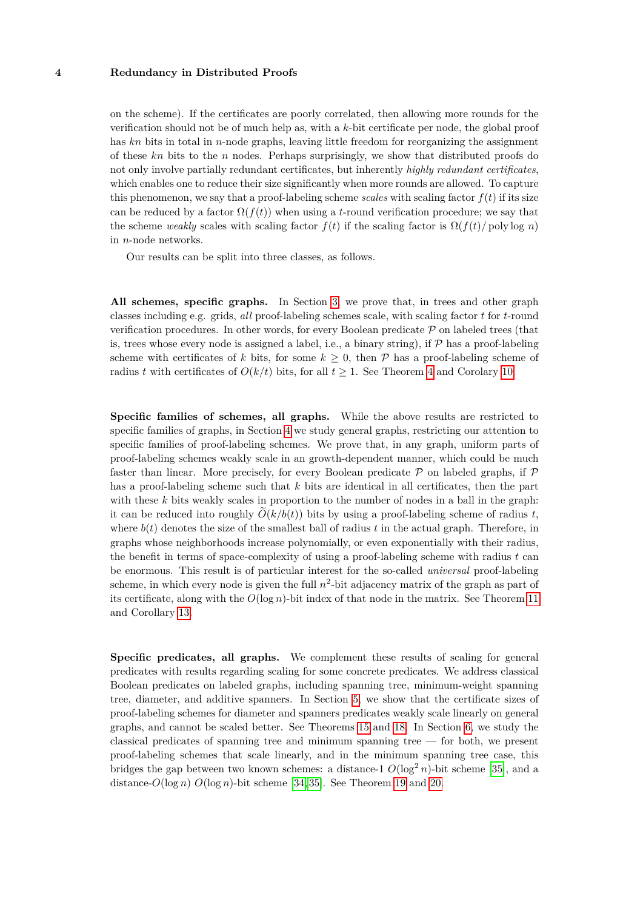on the scheme). If the certificates are poorly correlated, then allowing more rounds for the verification should not be of much help as, with a $k$-bit certificate per node, the global proof has $kn$ bits in total in $n$-node graphs, leaving little freedom for reorganizing the assignment of these $kn$ bits to the $n$ nodes. Perhaps surprisingly, we show that distributed proofs do not only involve partially redundant certificates, but inherently *highly redundant certificates*, which enables one to reduce their size significantly when more rounds are allowed. To capture this phenomenon, we say that a proof-labeling scheme *scales* with scaling factor $f(t)$ if its size can be reduced by a factor $\Omega(f(t))$ when using a $t$-round verification procedure; we say that the scheme *weakly* scales with scaling factor $f(t)$ if the scaling factor is $\Omega(f(t)/\text{poly}\log n)$ in $n$-node networks.

Our results can be split into three classes, as follows.

**All schemes, specific graphs.** In Section 3, we prove that, in trees and other graph classes including e.g. grids, *all* proof-labeling schemes scale, with scaling factor $t$ for $t$-round verification procedures. In other words, for every Boolean predicate $\mathcal{P}$ on labeled trees (that is, trees whose every node is assigned a label, i.e., a binary string), if $\mathcal{P}$ has a proof-labeling scheme with certificates of $k$ bits, for some $k \geq 0$, then $\mathcal{P}$ has a proof-labeling scheme of radius $t$ with certificates of $O(k/t)$ bits, for all $t \geq 1$. See Theorem 4 and Corolary 10.

**Specific families of schemes, all graphs.** While the above results are restricted to specific families of graphs, in Section 4 we study general graphs, restricting our attention to specific families of proof-labeling schemes. We prove that, in any graph, uniform parts of proof-labeling schemes weakly scale in an growth-dependent manner, which could be much faster than linear. More precisely, for every Boolean predicate $\mathcal{P}$ on labeled graphs, if $\mathcal{P}$ has a proof-labeling scheme such that $k$ bits are identical in all certificates, then the part with these $k$ bits weakly scales in proportion to the number of nodes in a ball in the graph: it can be reduced into roughly $\widetilde{O}(k/b(t))$ bits by using a proof-labeling scheme of radius $t$, where $b(t)$ denotes the size of the smallest ball of radius $t$ in the actual graph. Therefore, in graphs whose neighborhoods increase polynomially, or even exponentially with their radius, the benefit in terms of space-complexity of using a proof-labeling scheme with radius $t$ can be enormous. This result is of particular interest for the so-called *universal* proof-labeling scheme, in which every node is given the full $n^2$-bit adjacency matrix of the graph as part of its certificate, along with the $O(\log n)$-bit index of that node in the matrix. See Theorem 11 and Corollary 13.

**Specific predicates, all graphs.** We complement these results of scaling for general predicates with results regarding scaling for some concrete predicates. We address classical Boolean predicates on labeled graphs, including spanning tree, minimum-weight spanning tree, diameter, and additive spanners. In Section 5, we show that the certificate sizes of proof-labeling schemes for diameter and spanners predicates weakly scale linearly on general graphs, and cannot be scaled better. See Theorems 15 and 18. In Section 6, we study the classical predicates of spanning tree and minimum spanning tree — for both, we present proof-labeling schemes that scale linearly, and in the minimum spanning tree case, this bridges the gap between two known schemes: a distance-1 $O(\log^2 n)$-bit scheme [35], and a distance-$O(\log n)$ $O(\log n)$-bit scheme [34, 35]. See Theorem 19 and 20.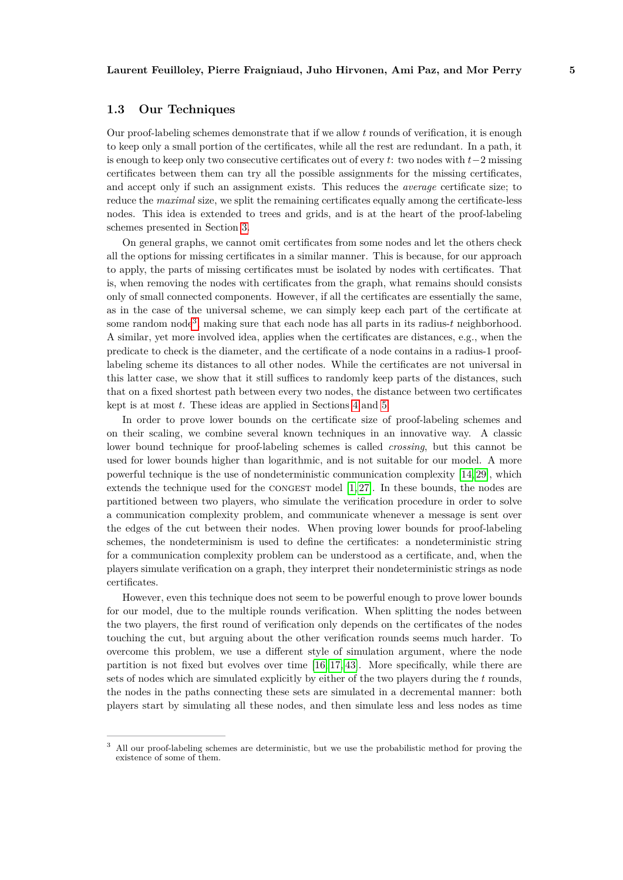### 1.3 Our Techniques

Our proof-labeling schemes demonstrate that if we allow $t$ rounds of verification, it is enough to keep only a small portion of the certificates, while all the rest are redundant. In a path, it is enough to keep only two consecutive certificates out of every $t$: two nodes with $t-2$ missing certificates between them can try all the possible assignments for the missing certificates, and accept only if such an assignment exists. This reduces the *average* certificate size; to reduce the *maximal* size, we split the remaining certificates equally among the certificate-less nodes. This idea is extended to trees and grids, and is at the heart of the proof-labeling schemes presented in Section 3.

On general graphs, we cannot omit certificates from some nodes and let the others check all the options for missing certificates in a similar manner. This is because, for our approach to apply, the parts of missing certificates must be isolated by nodes with certificates. That is, when removing the nodes with certificates from the graph, what remains should consists only of small connected components. However, if all the certificates are essentially the same, as in the case of the universal scheme, we can simply keep each part of the certificate at some random node[3], making sure that each node has all parts in its radius-$t$ neighborhood. A similar, yet more involved idea, applies when the certificates are distances, e.g., when the predicate to check is the diameter, and the certificate of a node contains in a radius-1 proof-labeling scheme its distances to all other nodes. While the certificates are not universal in this latter case, we show that it still suffices to randomly keep parts of the distances, such that on a fixed shortest path between every two nodes, the distance between two certificates kept is at most $t$. These ideas are applied in Sections 4 and 5.

In order to prove lower bounds on the certificate size of proof-labeling schemes and on their scaling, we combine several known techniques in an innovative way. A classic lower bound technique for proof-labeling schemes is called *crossing*, but this cannot be used for lower bounds higher than logarithmic, and is not suitable for our model. A more powerful technique is the use of nondeterministic communication complexity [14, 29], which extends the technique used for the CONGEST model [1, 27]. In these bounds, the nodes are partitioned between two players, who simulate the verification procedure in order to solve a communication complexity problem, and communicate whenever a message is sent over the edges of the cut between their nodes. When proving lower bounds for proof-labeling schemes, the nondeterminism is used to define the certificates: a nondeterministic string for a communication complexity problem can be understood as a certificate, and, when the players simulate verification on a graph, they interpret their nondeterministic strings as node certificates.

However, even this technique does not seem to be powerful enough to prove lower bounds for our model, due to the multiple rounds verification. When splitting the nodes between the two players, the first round of verification only depends on the certificates of the nodes touching the cut, but arguing about the other verification rounds seems much harder. To overcome this problem, we use a different style of simulation argument, where the node partition is not fixed but evolves over time [16, 17, 43]. More specifically, while there are sets of nodes which are simulated explicitly by either of the two players during the $t$ rounds, the nodes in the paths connecting these sets are simulated in a decremental manner: both players start by simulating all these nodes, and then simulate less and less nodes as time

---

[3] All our proof-labeling schemes are deterministic, but we use the probabilistic method for proving the existence of some of them.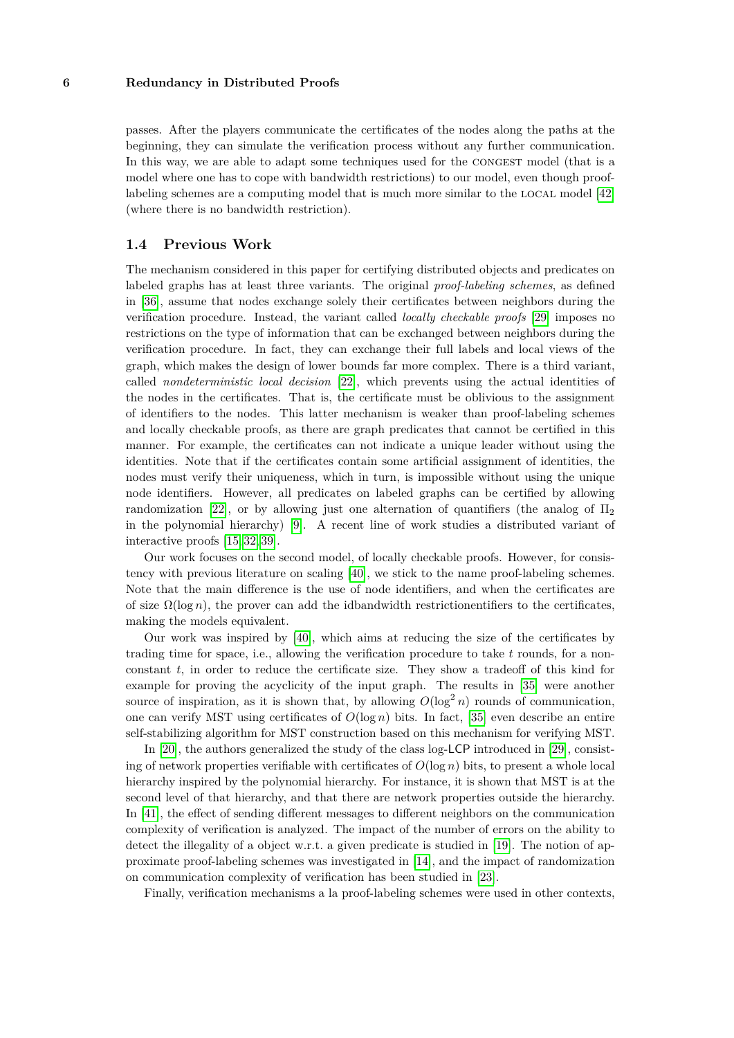passes. After the players communicate the certificates of the nodes along the paths at the beginning, they can simulate the verification process without any further communication. In this way, we are able to adapt some techniques used for the CONGEST model (that is a model where one has to cope with bandwidth restrictions) to our model, even though proof-labeling schemes are a computing model that is much more similar to the LOCAL model [42] (where there is no bandwidth restriction).

## 1.4 Previous Work

The mechanism considered in this paper for certifying distributed objects and predicates on labeled graphs has at least three variants. The original *proof-labeling schemes*, as defined in [36], assume that nodes exchange solely their certificates between neighbors during the verification procedure. Instead, the variant called *locally checkable proofs* [29] imposes no restrictions on the type of information that can be exchanged between neighbors during the verification procedure. In fact, they can exchange their full labels and local views of the graph, which makes the design of lower bounds far more complex. There is a third variant, called *nondeterministic local decision* [22], which prevents using the actual identities of the nodes in the certificates. That is, the certificate must be oblivious to the assignment of identifiers to the nodes. This latter mechanism is weaker than proof-labeling schemes and locally checkable proofs, as there are graph predicates that cannot be certified in this manner. For example, the certificates can not indicate a unique leader without using the identities. Note that if the certificates contain some artificial assignment of identities, the nodes must verify their uniqueness, which in turn, is impossible without using the unique node identifiers. However, all predicates on labeled graphs can be certified by allowing randomization [22], or by allowing just one alternation of quantifiers (the analog of $\Pi_2$ in the polynomial hierarchy) [9]. A recent line of work studies a distributed variant of interactive proofs [15, 32, 39].

Our work focuses on the second model, of locally checkable proofs. However, for consistency with previous literature on scaling [40], we stick to the name proof-labeling schemes. Note that the main difference is the use of node identifiers, and when the certificates are of size $\Omega(\log n)$, the prover can add the idbandwidth restrictionentifiers to the certificates, making the models equivalent.

Our work was inspired by [40], which aims at reducing the size of the certificates by trading time for space, i.e., allowing the verification procedure to take $t$ rounds, for a non-constant $t$, in order to reduce the certificate size. They show a tradeoff of this kind for example for proving the acyclicity of the input graph. The results in [35] were another source of inspiration, as it is shown that, by allowing $O(\log^2 n)$ rounds of communication, one can verify MST using certificates of $O(\log n)$ bits. In fact, [35] even describe an entire self-stabilizing algorithm for MST construction based on this mechanism for verifying MST.

In [20], the authors generalized the study of the class log-LCP introduced in [29], consisting of network properties verifiable with certificates of $O(\log n)$ bits, to present a whole local hierarchy inspired by the polynomial hierarchy. For instance, it is shown that MST is at the second level of that hierarchy, and that there are network properties outside the hierarchy. In [41], the effect of sending different messages to different neighbors on the communication complexity of verification is analyzed. The impact of the number of errors on the ability to detect the illegality of a object w.r.t. a given predicate is studied in [19]. The notion of approximate proof-labeling schemes was investigated in [14], and the impact of randomization on communication complexity of verification has been studied in [23].

Finally, verification mechanisms a la proof-labeling schemes were used in other contexts,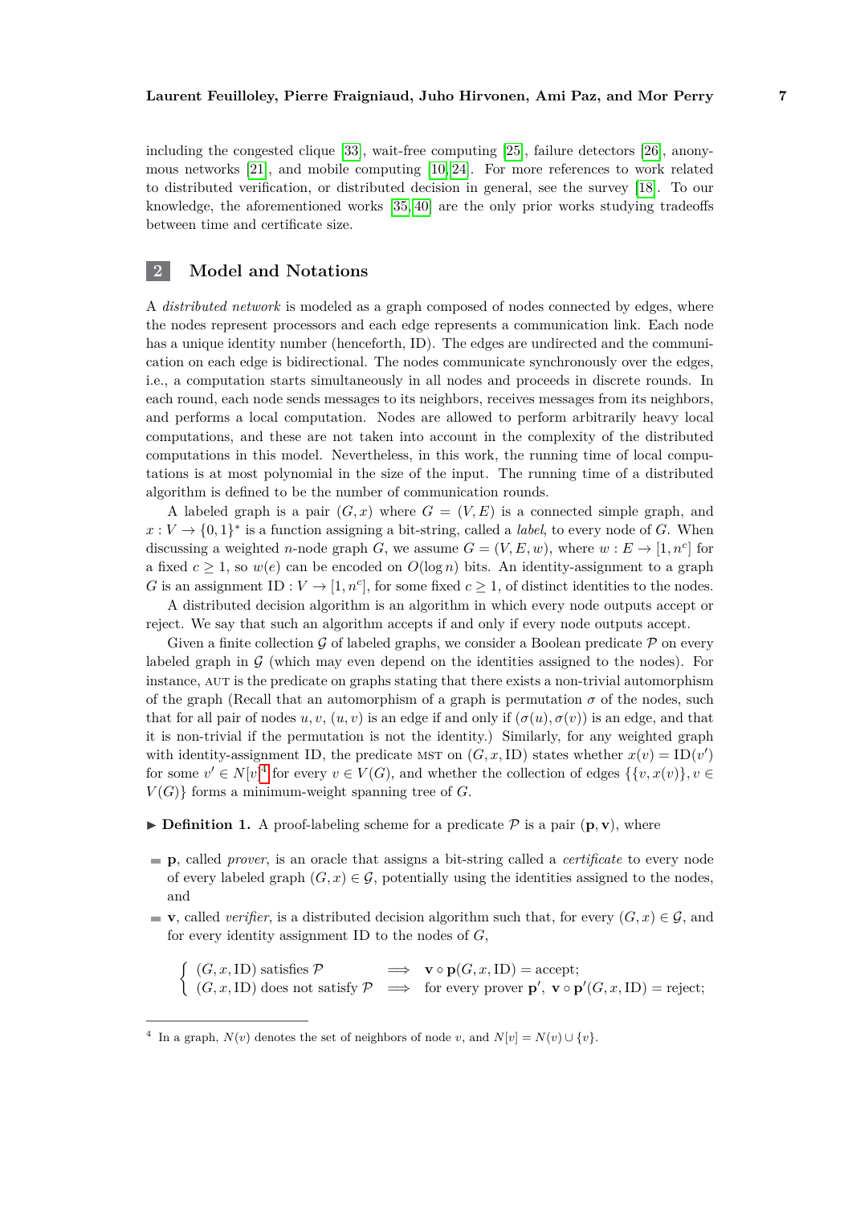including the congested clique [33], wait-free computing [25], failure detectors [26], anonymous networks [21], and mobile computing [10,24]. For more references to work related to distributed verification, or distributed decision in general, see the survey [18]. To our knowledge, the aforementioned works [35,40] are the only prior works studying tradeoffs between time and certificate size.

## 2 Model and Notations

A *distributed network* is modeled as a graph composed of nodes connected by edges, where the nodes represent processors and each edge represents a communication link. Each node has a unique identity number (henceforth, ID). The edges are undirected and the communication on each edge is bidirectional. The nodes communicate synchronously over the edges, i.e., a computation starts simultaneously in all nodes and proceeds in discrete rounds. In each round, each node sends messages to its neighbors, receives messages from its neighbors, and performs a local computation. Nodes are allowed to perform arbitrarily heavy local computations, and these are not taken into account in the complexity of the distributed computations in this model. Nevertheless, in this work, the running time of local computations is at most polynomial in the size of the input. The running time of a distributed algorithm is defined to be the number of communication rounds.

A labeled graph is a pair $(G, x)$ where $G = (V, E)$ is a connected simple graph, and $x : V \to \{0, 1\}^*$ is a function assigning a bit-string, called a *label*, to every node of $G$. When discussing a weighted $n$-node graph $G$, we assume $G = (V, E, w)$, where $w : E \to [1, n^c]$ for a fixed $c \geq 1$, so $w(e)$ can be encoded on $O(\log n)$ bits. An identity-assignment to a graph $G$ is an assignment $\mathrm{ID} : V \to [1, n^c]$, for some fixed $c \geq 1$, of distinct identities to the nodes.

A distributed decision algorithm is an algorithm in which every node outputs accept or reject. We say that such an algorithm accepts if and only if every node outputs accept.

Given a finite collection $\mathcal{G}$ of labeled graphs, we consider a Boolean predicate $\mathcal{P}$ on every labeled graph in $\mathcal{G}$ (which may even depend on the identities assigned to the nodes). For instance, AUT is the predicate on graphs stating that there exists a non-trivial automorphism of the graph (Recall that an automorphism of a graph is permutation $\sigma$ of the nodes, such that for all pair of nodes $u, v$, $(u, v)$ is an edge if and only if $(\sigma(u), \sigma(v))$ is an edge, and that it is non-trivial if the permutation is not the identity.) Similarly, for any weighted graph with identity-assignment ID, the predicate MST on $(G, x, \mathrm{ID})$ states whether $x(v) = \mathrm{ID}(v')$ for some $v' \in N[v]$[4] for every $v \in V(G)$, and whether the collection of edges $\{\{v, x(v)\}, v \in V(G)\}$ forms a minimum-weight spanning tree of $G$.

▶ **Definition 1.** A proof-labeling scheme for a predicate $\mathcal{P}$ is a pair $(\mathbf{p}, \mathbf{v})$, where

- $\mathbf{p}$, called *prover*, is an oracle that assigns a bit-string called a *certificate* to every node of every labeled graph $(G, x) \in \mathcal{G}$, potentially using the identities assigned to the nodes, and
- $\mathbf{v}$, called *verifier*, is a distributed decision algorithm such that, for every $(G, x) \in \mathcal{G}$, and for every identity assignment ID to the nodes of $G$,

$$\begin{cases} (G, x, \mathrm{ID}) \text{ satisfies } \mathcal{P} & \Longrightarrow \quad \mathbf{v} \circ \mathbf{p}(G, x, \mathrm{ID}) = \text{accept}; \\ (G, x, \mathrm{ID}) \text{ does not satisfy } \mathcal{P} & \Longrightarrow \quad \text{for every prover } \mathbf{p}',\ \mathbf{v} \circ \mathbf{p}'(G, x, \mathrm{ID}) = \text{reject}; \end{cases}$$

[4] In a graph, $N(v)$ denotes the set of neighbors of node $v$, and $N[v] = N(v) \cup \{v\}$.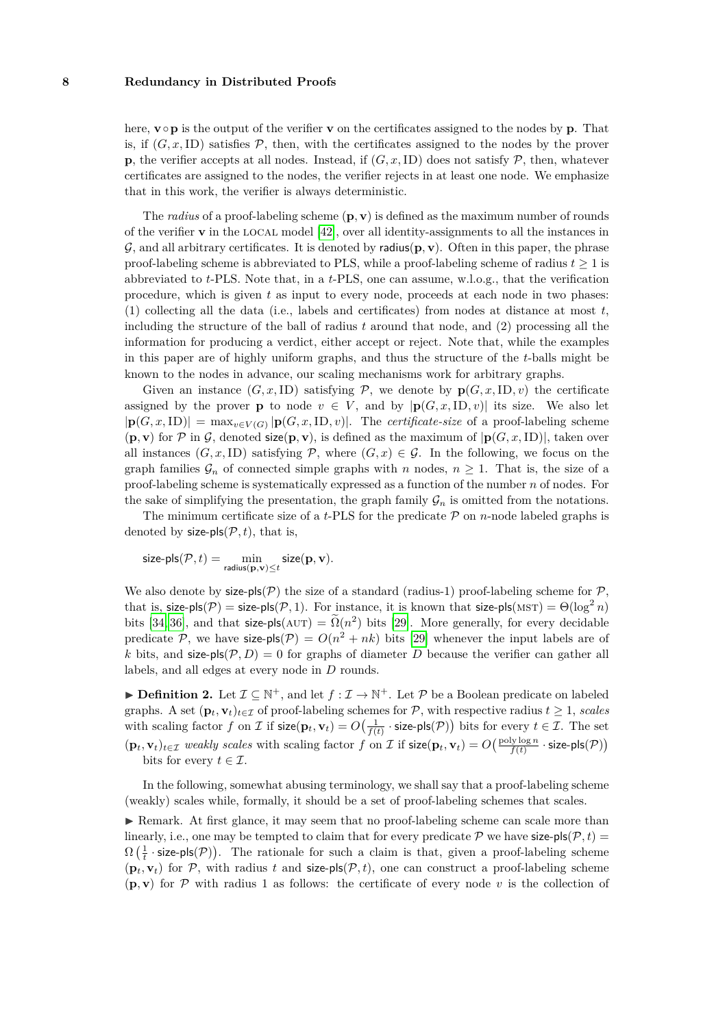here, $\mathbf{v} \circ \mathbf{p}$ is the output of the verifier $\mathbf{v}$ on the certificates assigned to the nodes by $\mathbf{p}$. That is, if $(G, x, \mathrm{ID})$ satisfies $\mathcal{P}$, then, with the certificates assigned to the nodes by the prover $\mathbf{p}$, the verifier accepts at all nodes. Instead, if $(G, x, \mathrm{ID})$ does not satisfy $\mathcal{P}$, then, whatever certificates are assigned to the nodes, the verifier rejects in at least one node. We emphasize that in this work, the verifier is always deterministic.

The *radius* of a proof-labeling scheme $(\mathbf{p}, \mathbf{v})$ is defined as the maximum number of rounds of the verifier $\mathbf{v}$ in the LOCAL model [42], over all identity-assignments to all the instances in $\mathcal{G}$, and all arbitrary certificates. It is denoted by $\mathsf{radius}(\mathbf{p}, \mathbf{v})$. Often in this paper, the phrase proof-labeling scheme is abbreviated to PLS, while a proof-labeling scheme of radius $t \geq 1$ is abbreviated to $t$-PLS. Note that, in a $t$-PLS, one can assume, w.l.o.g., that the verification procedure, which is given $t$ as input to every node, proceeds at each node in two phases: (1) collecting all the data (i.e., labels and certificates) from nodes at distance at most $t$, including the structure of the ball of radius $t$ around that node, and (2) processing all the information for producing a verdict, either accept or reject. Note that, while the examples in this paper are of highly uniform graphs, and thus the structure of the $t$-balls might be known to the nodes in advance, our scaling mechanisms work for arbitrary graphs.

Given an instance $(G, x, \mathrm{ID})$ satisfying $\mathcal{P}$, we denote by $\mathbf{p}(G, x, \mathrm{ID}, v)$ the certificate assigned by the prover $\mathbf{p}$ to node $v \in V$, and by $|\mathbf{p}(G, x, \mathrm{ID}, v)|$ its size. We also let $|\mathbf{p}(G, x, \mathrm{ID})| = \max_{v \in V(G)} |\mathbf{p}(G, x, \mathrm{ID}, v)|$. The *certificate-size* of a proof-labeling scheme $(\mathbf{p}, \mathbf{v})$ for $\mathcal{P}$ in $\mathcal{G}$, denoted $\mathsf{size}(\mathbf{p}, \mathbf{v})$, is defined as the maximum of $|\mathbf{p}(G, x, \mathrm{ID})|$, taken over all instances $(G, x, \mathrm{ID})$ satisfying $\mathcal{P}$, where $(G, x) \in \mathcal{G}$. In the following, we focus on the graph families $\mathcal{G}_n$ of connected simple graphs with $n$ nodes, $n \geq 1$. That is, the size of a proof-labeling scheme is systematically expressed as a function of the number $n$ of nodes. For the sake of simplifying the presentation, the graph family $\mathcal{G}_n$ is omitted from the notations.

The minimum certificate size of a $t$-PLS for the predicate $\mathcal{P}$ on $n$-node labeled graphs is denoted by $\mathsf{size\text{-}pls}(\mathcal{P}, t)$, that is,

$$\mathsf{size\text{-}pls}(\mathcal{P}, t) = \min_{\mathsf{radius}(\mathbf{p}, \mathbf{v}) \leq t} \mathsf{size}(\mathbf{p}, \mathbf{v}).$$

We also denote by $\mathsf{size\text{-}pls}(\mathcal{P})$ the size of a standard (radius-1) proof-labeling scheme for $\mathcal{P}$, that is, $\mathsf{size\text{-}pls}(\mathcal{P}) = \mathsf{size\text{-}pls}(\mathcal{P}, 1)$. For instance, it is known that $\mathsf{size\text{-}pls}(\text{MST}) = \Theta(\log^2 n)$ bits [34, 36], and that $\mathsf{size\text{-}pls}(\text{AUT}) = \widetilde{\Omega}(n^2)$ bits [29]. More generally, for every decidable predicate $\mathcal{P}$, we have $\mathsf{size\text{-}pls}(\mathcal{P}) = O(n^2 + nk)$ bits [29] whenever the input labels are of $k$ bits, and $\mathsf{size\text{-}pls}(\mathcal{P}, D) = 0$ for graphs of diameter $D$ because the verifier can gather all labels, and all edges at every node in $D$ rounds.

▶ **Definition 2.** Let $\mathcal{I} \subseteq \mathbb{N}^+$, and let $f : \mathcal{I} \to \mathbb{N}^+$. Let $\mathcal{P}$ be a Boolean predicate on labeled graphs. A set $(\mathbf{p}_t, \mathbf{v}_t)_{t \in \mathcal{I}}$ of proof-labeling schemes for $\mathcal{P}$, with respective radius $t \geq 1$, *scales* with scaling factor $f$ on $\mathcal{I}$ if $\mathsf{size}(\mathbf{p}_t, \mathbf{v}_t) = O\big(\frac{1}{f(t)} \cdot \mathsf{size\text{-}pls}(\mathcal{P})\big)$ bits for every $t \in \mathcal{I}$. The set $(\mathbf{p}_t, \mathbf{v}_t)_{t \in \mathcal{I}}$ *weakly scales* with scaling factor $f$ on $\mathcal{I}$ if $\mathsf{size}(\mathbf{p}_t, \mathbf{v}_t) = O\big(\frac{\operatorname{poly}\log n}{f(t)} \cdot \mathsf{size\text{-}pls}(\mathcal{P})\big)$ bits for every $t \in \mathcal{I}$.

In the following, somewhat abusing terminology, we shall say that a proof-labeling scheme (weakly) scales while, formally, it should be a set of proof-labeling schemes that scales.

▶ Remark. At first glance, it may seem that no proof-labeling scheme can scale more than linearly, i.e., one may be tempted to claim that for every predicate $\mathcal{P}$ we have $\mathsf{size\text{-}pls}(\mathcal{P}, t) = \Omega\left(\frac{1}{t} \cdot \mathsf{size\text{-}pls}(\mathcal{P})\right)$. The rationale for such a claim is that, given a proof-labeling scheme $(\mathbf{p}_t, \mathbf{v}_t)$ for $\mathcal{P}$, with radius $t$ and $\mathsf{size\text{-}pls}(\mathcal{P}, t)$, one can construct a proof-labeling scheme $(\mathbf{p}, \mathbf{v})$ for $\mathcal{P}$ with radius 1 as follows: the certificate of every node $v$ is the collection of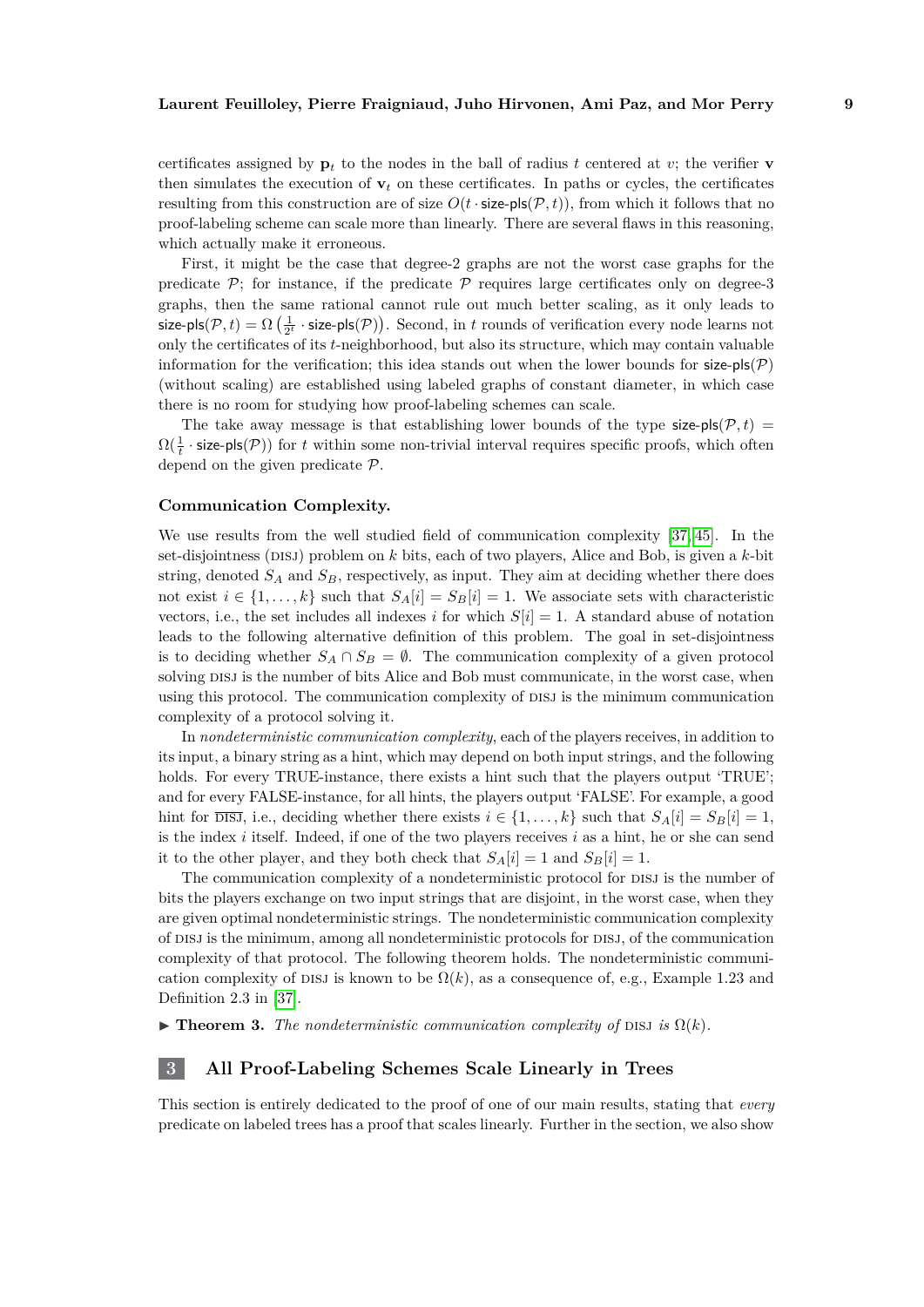certificates assigned by $\mathbf{p}_t$ to the nodes in the ball of radius $t$ centered at $v$; the verifier $\mathbf{v}$ then simulates the execution of $\mathbf{v}_t$ on these certificates. In paths or cycles, the certificates resulting from this construction are of size $O(t \cdot \textsf{size-pls}(\mathcal{P}, t))$, from which it follows that no proof-labeling scheme can scale more than linearly. There are several flaws in this reasoning, which actually make it erroneous.

First, it might be the case that degree-2 graphs are not the worst case graphs for the predicate $\mathcal{P}$; for instance, if the predicate $\mathcal{P}$ requires large certificates only on degree-3 graphs, then the same rational cannot rule out much better scaling, as it only leads to $\textsf{size-pls}(\mathcal{P}, t) = \Omega\left(\frac{1}{2^t} \cdot \textsf{size-pls}(\mathcal{P})\right)$. Second, in $t$ rounds of verification every node learns not only the certificates of its $t$-neighborhood, but also its structure, which may contain valuable information for the verification; this idea stands out when the lower bounds for $\textsf{size-pls}(\mathcal{P})$ (without scaling) are established using labeled graphs of constant diameter, in which case there is no room for studying how proof-labeling schemes can scale.

The take away message is that establishing lower bounds of the type $\textsf{size-pls}(\mathcal{P}, t) = \Omega(\frac{1}{t} \cdot \textsf{size-pls}(\mathcal{P}))$ for $t$ within some non-trivial interval requires specific proofs, which often depend on the given predicate $\mathcal{P}$.

### Communication Complexity.

We use results from the well studied field of communication complexity [37, 45]. In the set-disjointness (DISJ) problem on $k$ bits, each of two players, Alice and Bob, is given a $k$-bit string, denoted $S_A$ and $S_B$, respectively, as input. They aim at deciding whether there does not exist $i \in \{1, \dots, k\}$ such that $S_A[i] = S_B[i] = 1$. We associate sets with characteristic vectors, i.e., the set includes all indexes $i$ for which $S[i] = 1$. A standard abuse of notation leads to the following alternative definition of this problem. The goal in set-disjointness is to deciding whether $S_A \cap S_B = \emptyset$. The communication complexity of a given protocol solving DISJ is the number of bits Alice and Bob must communicate, in the worst case, when using this protocol. The communication complexity of DISJ is the minimum communication complexity of a protocol solving it.

In *nondeterministic communication complexity*, each of the players receives, in addition to its input, a binary string as a hint, which may depend on both input strings, and the following holds. For every TRUE-instance, there exists a hint such that the players output 'TRUE'; and for every FALSE-instance, for all hints, the players output 'FALSE'. For example, a good hint for $\overline{\text{DISJ}}$, i.e., deciding whether there exists $i \in \{1, \dots, k\}$ such that $S_A[i] = S_B[i] = 1$, is the index $i$ itself. Indeed, if one of the two players receives $i$ as a hint, he or she can send it to the other player, and they both check that $S_A[i] = 1$ and $S_B[i] = 1$.

The communication complexity of a nondeterministic protocol for DISJ is the number of bits the players exchange on two input strings that are disjoint, in the worst case, when they are given optimal nondeterministic strings. The nondeterministic communication complexity of DISJ is the minimum, among all nondeterministic protocols for DISJ, of the communication complexity of that protocol. The following theorem holds. The nondeterministic communication complexity of DISJ is known to be $\Omega(k)$, as a consequence of, e.g., Example 1.23 and Definition 2.3 in [37].

▶ **Theorem 3.** *The nondeterministic communication complexity of* DISJ *is* $\Omega(k)$.

## 3 All Proof-Labeling Schemes Scale Linearly in Trees

This section is entirely dedicated to the proof of one of our main results, stating that *every* predicate on labeled trees has a proof that scales linearly. Further in the section, we also show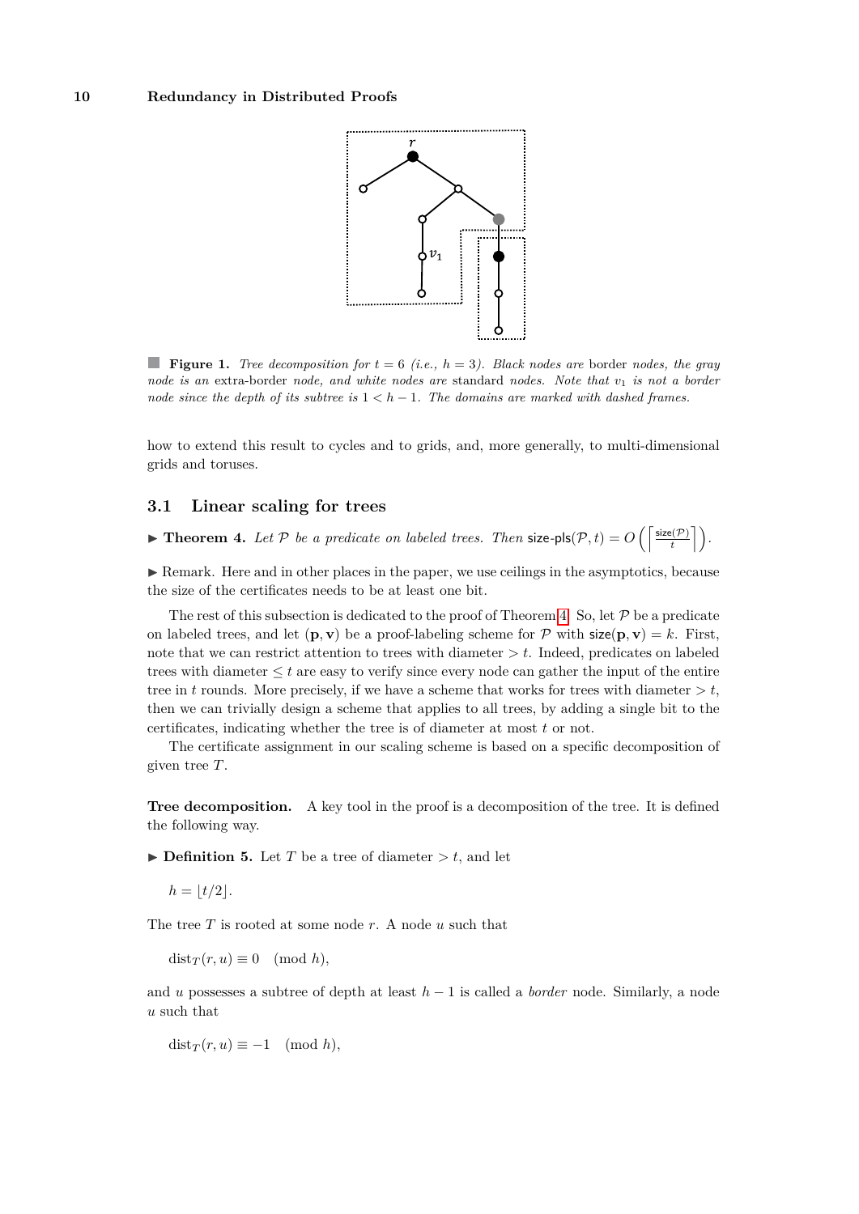**Figure 1.** *Tree decomposition for $t = 6$ (i.e., $h = 3$). Black nodes are* border *nodes, the gray node is an* extra-border *node, and white nodes are* standard *nodes. Note that $v_1$ is not a border node since the depth of its subtree is $1 < h - 1$. The domains are marked with dashed frames.*

how to extend this result to cycles and to grids, and, more generally, to multi-dimensional grids and toruses.

## 3.1 Linear scaling for trees

▶ **Theorem 4.** *Let $\mathcal{P}$ be a predicate on labeled trees. Then $\textsf{size-pls}(\mathcal{P}, t) = O\left(\left\lceil \frac{\textsf{size}(\mathcal{P})}{t} \right\rceil\right)$.*

▶ Remark. Here and in other places in the paper, we use ceilings in the asymptotics, because the size of the certificates needs to be at least one bit.

The rest of this subsection is dedicated to the proof of Theorem 4. So, let $\mathcal{P}$ be a predicate on labeled trees, and let $(\mathbf{p}, \mathbf{v})$ be a proof-labeling scheme for $\mathcal{P}$ with $\textsf{size}(\mathbf{p}, \mathbf{v}) = k$. First, note that we can restrict attention to trees with diameter $> t$. Indeed, predicates on labeled trees with diameter $\leq t$ are easy to verify since every node can gather the input of the entire tree in $t$ rounds. More precisely, if we have a scheme that works for trees with diameter $> t$, then we can trivially design a scheme that applies to all trees, by adding a single bit to the certificates, indicating whether the tree is of diameter at most $t$ or not.

The certificate assignment in our scaling scheme is based on a specific decomposition of given tree $T$.

**Tree decomposition.** A key tool in the proof is a decomposition of the tree. It is defined the following way.

▶ **Definition 5.** Let $T$ be a tree of diameter $> t$, and let

$$h = \lfloor t/2 \rfloor.$$

The tree $T$ is rooted at some node $r$. A node $u$ such that

$$\text{dist}_T(r, u) \equiv 0 \pmod{h},$$

and $u$ possesses a subtree of depth at least $h - 1$ is called a *border* node. Similarly, a node $u$ such that

$$\text{dist}_T(r, u) \equiv -1 \pmod{h},$$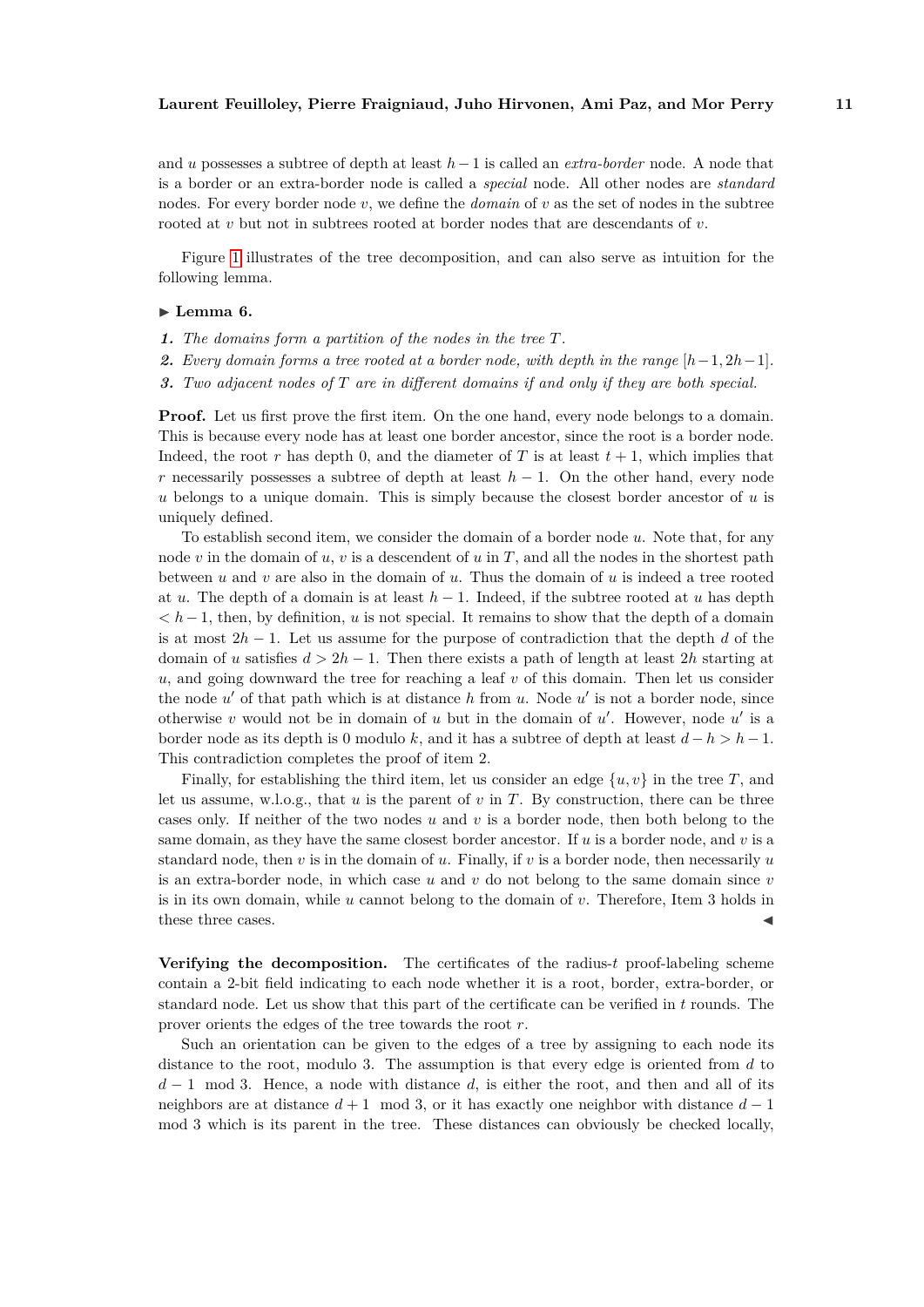and $u$ possesses a subtree of depth at least $h-1$ is called an *extra-border* node. A node that is a border or an extra-border node is called a *special* node. All other nodes are *standard* nodes. For every border node $v$, we define the *domain* of $v$ as the set of nodes in the subtree rooted at $v$ but not in subtrees rooted at border nodes that are descendants of $v$.

Figure 1 illustrates of the tree decomposition, and can also serve as intuition for the following lemma.

▶ **Lemma 6.**

1. *The domains form a partition of the nodes in the tree $T$.*
2. *Every domain forms a tree rooted at a border node, with depth in the range $[h-1, 2h-1]$.*
3. *Two adjacent nodes of $T$ are in different domains if and only if they are both special.*

**Proof.** Let us first prove the first item. On the one hand, every node belongs to a domain. This is because every node has at least one border ancestor, since the root is a border node. Indeed, the root $r$ has depth 0, and the diameter of $T$ is at least $t+1$, which implies that $r$ necessarily possesses a subtree of depth at least $h-1$. On the other hand, every node $u$ belongs to a unique domain. This is simply because the closest border ancestor of $u$ is uniquely defined.

To establish second item, we consider the domain of a border node $u$. Note that, for any node $v$ in the domain of $u$, $v$ is a descendent of $u$ in $T$, and all the nodes in the shortest path between $u$ and $v$ are also in the domain of $u$. Thus the domain of $u$ is indeed a tree rooted at $u$. The depth of a domain is at least $h-1$. Indeed, if the subtree rooted at $u$ has depth $< h-1$, then, by definition, $u$ is not special. It remains to show that the depth of a domain is at most $2h-1$. Let us assume for the purpose of contradiction that the depth $d$ of the domain of $u$ satisfies $d > 2h-1$. Then there exists a path of length at least $2h$ starting at $u$, and going downward the tree for reaching a leaf $v$ of this domain. Then let us consider the node $u'$ of that path which is at distance $h$ from $u$. Node $u'$ is not a border node, since otherwise $v$ would not be in domain of $u$ but in the domain of $u'$. However, node $u'$ is a border node as its depth is 0 modulo $k$, and it has a subtree of depth at least $d-h > h-1$. This contradiction completes the proof of item 2.

Finally, for establishing the third item, let us consider an edge $\{u, v\}$ in the tree $T$, and let us assume, w.l.o.g., that $u$ is the parent of $v$ in $T$. By construction, there can be three cases only. If neither of the two nodes $u$ and $v$ is a border node, then both belong to the same domain, as they have the same closest border ancestor. If $u$ is a border node, and $v$ is a standard node, then $v$ is in the domain of $u$. Finally, if $v$ is a border node, then necessarily $u$ is an extra-border node, in which case $u$ and $v$ do not belong to the same domain since $v$ is in its own domain, while $u$ cannot belong to the domain of $v$. Therefore, Item 3 holds in these three cases. ◀

**Verifying the decomposition.** The certificates of the radius-$t$ proof-labeling scheme contain a 2-bit field indicating to each node whether it is a root, border, extra-border, or standard node. Let us show that this part of the certificate can be verified in $t$ rounds. The prover orients the edges of the tree towards the root $r$.

Such an orientation can be given to the edges of a tree by assigning to each node its distance to the root, modulo 3. The assumption is that every edge is oriented from $d$ to $d-1 \mod 3$. Hence, a node with distance $d$, is either the root, and then and all of its neighbors are at distance $d+1 \mod 3$, or it has exactly one neighbor with distance $d-1 \mod 3$ which is its parent in the tree. These distances can obviously be checked locally,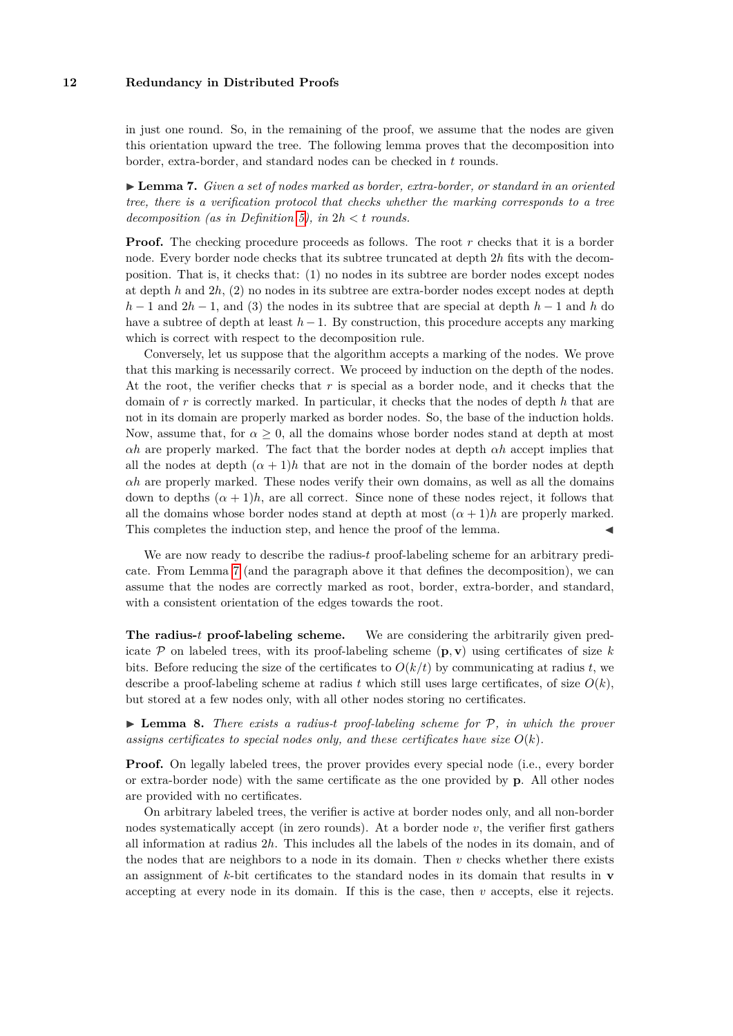in just one round. So, in the remaining of the proof, we assume that the nodes are given this orientation upward the tree. The following lemma proves that the decomposition into border, extra-border, and standard nodes can be checked in $t$ rounds.

▶ **Lemma 7.** *Given a set of nodes marked as border, extra-border, or standard in an oriented tree, there is a verification protocol that checks whether the marking corresponds to a tree decomposition (as in Definition 5), in $2h < t$ rounds.*

**Proof.** The checking procedure proceeds as follows. The root $r$ checks that it is a border node. Every border node checks that its subtree truncated at depth $2h$ fits with the decomposition. That is, it checks that: (1) no nodes in its subtree are border nodes except nodes at depth $h$ and $2h$, (2) no nodes in its subtree are extra-border nodes except nodes at depth $h-1$ and $2h-1$, and (3) the nodes in its subtree that are special at depth $h-1$ and $h$ do have a subtree of depth at least $h-1$. By construction, this procedure accepts any marking which is correct with respect to the decomposition rule.

Conversely, let us suppose that the algorithm accepts a marking of the nodes. We prove that this marking is necessarily correct. We proceed by induction on the depth of the nodes. At the root, the verifier checks that $r$ is special as a border node, and it checks that the domain of $r$ is correctly marked. In particular, it checks that the nodes of depth $h$ that are not in its domain are properly marked as border nodes. So, the base of the induction holds. Now, assume that, for $\alpha \geq 0$, all the domains whose border nodes stand at depth at most $\alpha h$ are properly marked. The fact that the border nodes at depth $\alpha h$ accept implies that all the nodes at depth $(\alpha+1)h$ that are not in the domain of the border nodes at depth $\alpha h$ are properly marked. These nodes verify their own domains, as well as all the domains down to depths $(\alpha+1)h$, are all correct. Since none of these nodes reject, it follows that all the domains whose border nodes stand at depth at most $(\alpha+1)h$ are properly marked. This completes the induction step, and hence the proof of the lemma. ◀

We are now ready to describe the radius-$t$ proof-labeling scheme for an arbitrary predicate. From Lemma 7 (and the paragraph above it that defines the decomposition), we can assume that the nodes are correctly marked as root, border, extra-border, and standard, with a consistent orientation of the edges towards the root.

**The radius-$t$ proof-labeling scheme.** We are considering the arbitrarily given predicate $\mathcal{P}$ on labeled trees, with its proof-labeling scheme $(\mathbf{p}, \mathbf{v})$ using certificates of size $k$ bits. Before reducing the size of the certificates to $O(k/t)$ by communicating at radius $t$, we describe a proof-labeling scheme at radius $t$ which still uses large certificates, of size $O(k)$, but stored at a few nodes only, with all other nodes storing no certificates.

▶ **Lemma 8.** *There exists a radius-$t$ proof-labeling scheme for $\mathcal{P}$, in which the prover assigns certificates to special nodes only, and these certificates have size $O(k)$.*

**Proof.** On legally labeled trees, the prover provides every special node (i.e., every border or extra-border node) with the same certificate as the one provided by $\mathbf{p}$. All other nodes are provided with no certificates.

On arbitrary labeled trees, the verifier is active at border nodes only, and all non-border nodes systematically accept (in zero rounds). At a border node $v$, the verifier first gathers all information at radius $2h$. This includes all the labels of the nodes in its domain, and of the nodes that are neighbors to a node in its domain. Then $v$ checks whether there exists an assignment of $k$-bit certificates to the standard nodes in its domain that results in $\mathbf{v}$ accepting at every node in its domain. If this is the case, then $v$ accepts, else it rejects.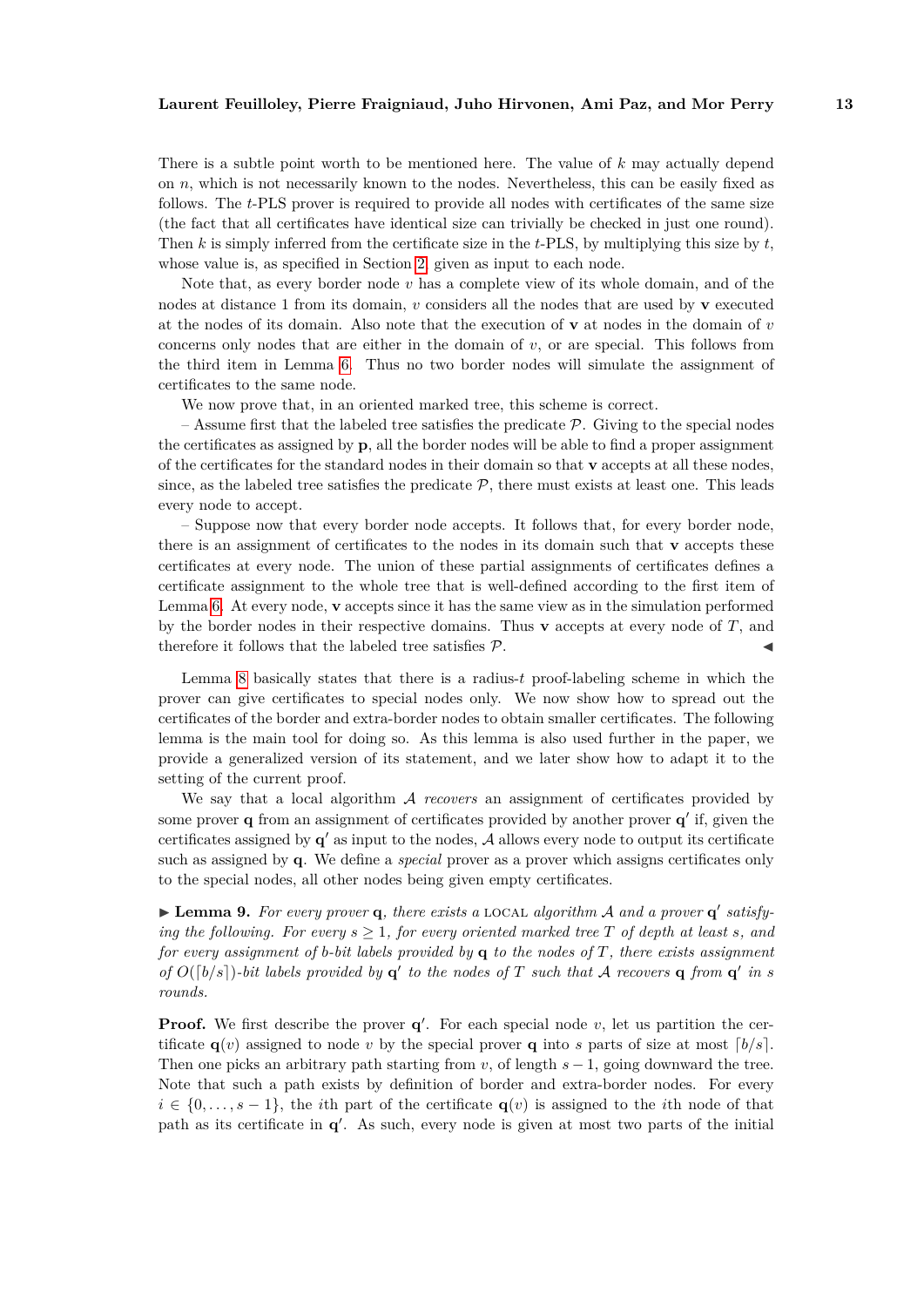There is a subtle point worth to be mentioned here. The value of $k$ may actually depend on $n$, which is not necessarily known to the nodes. Nevertheless, this can be easily fixed as follows. The $t$-PLS prover is required to provide all nodes with certificates of the same size (the fact that all certificates have identical size can trivially be checked in just one round). Then $k$ is simply inferred from the certificate size in the $t$-PLS, by multiplying this size by $t$, whose value is, as specified in Section 2, given as input to each node.

Note that, as every border node $v$ has a complete view of its whole domain, and of the nodes at distance 1 from its domain, $v$ considers all the nodes that are used by $\mathbf{v}$ executed at the nodes of its domain. Also note that the execution of $\mathbf{v}$ at nodes in the domain of $v$ concerns only nodes that are either in the domain of $v$, or are special. This follows from the third item in Lemma 6. Thus no two border nodes will simulate the assignment of certificates to the same node.

We now prove that, in an oriented marked tree, this scheme is correct.

– Assume first that the labeled tree satisfies the predicate $\mathcal{P}$. Giving to the special nodes the certificates as assigned by $\mathbf{p}$, all the border nodes will be able to find a proper assignment of the certificates for the standard nodes in their domain so that $\mathbf{v}$ accepts at all these nodes, since, as the labeled tree satisfies the predicate $\mathcal{P}$, there must exists at least one. This leads every node to accept.

– Suppose now that every border node accepts. It follows that, for every border node, there is an assignment of certificates to the nodes in its domain such that $\mathbf{v}$ accepts these certificates at every node. The union of these partial assignments of certificates defines a certificate assignment to the whole tree that is well-defined according to the first item of Lemma 6. At every node, $\mathbf{v}$ accepts since it has the same view as in the simulation performed by the border nodes in their respective domains. Thus $\mathbf{v}$ accepts at every node of $T$, and therefore it follows that the labeled tree satisfies $\mathcal{P}$. ◀

Lemma 8 basically states that there is a radius-$t$ proof-labeling scheme in which the prover can give certificates to special nodes only. We now show how to spread out the certificates of the border and extra-border nodes to obtain smaller certificates. The following lemma is the main tool for doing so. As this lemma is also used further in the paper, we provide a generalized version of its statement, and we later show how to adapt it to the setting of the current proof.

We say that a local algorithm $\mathcal{A}$ *recovers* an assignment of certificates provided by some prover $\mathbf{q}$ from an assignment of certificates provided by another prover $\mathbf{q}'$ if, given the certificates assigned by $\mathbf{q}'$ as input to the nodes, $\mathcal{A}$ allows every node to output its certificate such as assigned by $\mathbf{q}$. We define a *special* prover as a prover which assigns certificates only to the special nodes, all other nodes being given empty certificates.

▶ **Lemma 9.** *For every prover $\mathbf{q}$, there exists a* LOCAL *algorithm $\mathcal{A}$ and a prover $\mathbf{q}'$ satisfying the following. For every $s \geq 1$, for every oriented marked tree $T$ of depth at least $s$, and for every assignment of $b$-bit labels provided by $\mathbf{q}$ to the nodes of $T$, there exists assignment of $O(\lceil b/s \rceil)$-bit labels provided by $\mathbf{q}'$ to the nodes of $T$ such that $\mathcal{A}$ recovers $\mathbf{q}$ from $\mathbf{q}'$ in $s$ rounds.*

**Proof.** We first describe the prover $\mathbf{q}'$. For each special node $v$, let us partition the certificate $\mathbf{q}(v)$ assigned to node $v$ by the special prover $\mathbf{q}$ into $s$ parts of size at most $\lceil b/s \rceil$. Then one picks an arbitrary path starting from $v$, of length $s-1$, going downward the tree. Note that such a path exists by definition of border and extra-border nodes. For every $i \in \{0, \ldots, s-1\}$, the $i$th part of the certificate $\mathbf{q}(v)$ is assigned to the $i$th node of that path as its certificate in $\mathbf{q}'$. As such, every node is given at most two parts of the initial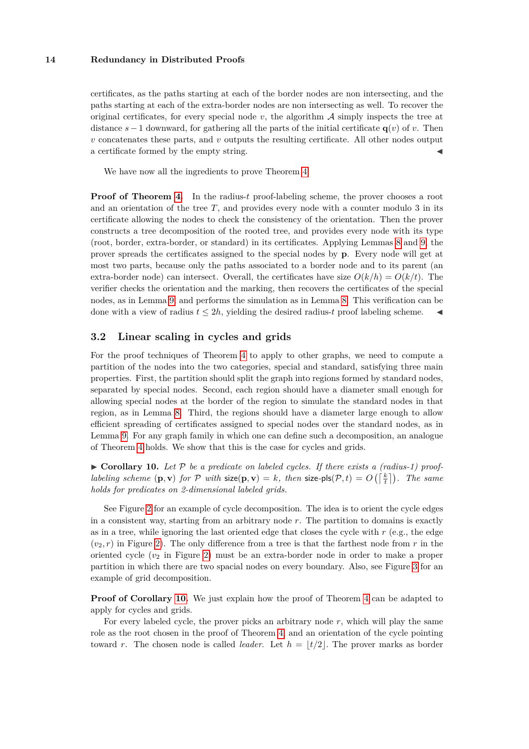certificates, as the paths starting at each of the border nodes are non intersecting, and the paths starting at each of the extra-border nodes are non intersecting as well. To recover the original certificates, for every special node $v$, the algorithm $\mathcal{A}$ simply inspects the tree at distance $s-1$ downward, for gathering all the parts of the initial certificate $\mathbf{q}(v)$ of $v$. Then $v$ concatenates these parts, and $v$ outputs the resulting certificate. All other nodes output a certificate formed by the empty string. ◀

We have now all the ingredients to prove Theorem 4.

**Proof of Theorem 4.** In the radius-$t$ proof-labeling scheme, the prover chooses a root and an orientation of the tree $T$, and provides every node with a counter modulo 3 in its certificate allowing the nodes to check the consistency of the orientation. Then the prover constructs a tree decomposition of the rooted tree, and provides every node with its type (root, border, extra-border, or standard) in its certificates. Applying Lemmas 8 and 9, the prover spreads the certificates assigned to the special nodes by $\mathbf{p}$. Every node will get at most two parts, because only the paths associated to a border node and to its parent (an extra-border node) can intersect. Overall, the certificates have size $O(k/h) = O(k/t)$. The verifier checks the orientation and the marking, then recovers the certificates of the special nodes, as in Lemma 9, and performs the simulation as in Lemma 8. This verification can be done with a view of radius $t \leq 2h$, yielding the desired radius-$t$ proof labeling scheme. ◀

## 3.2 Linear scaling in cycles and grids

For the proof techniques of Theorem 4 to apply to other graphs, we need to compute a partition of the nodes into the two categories, special and standard, satisfying three main properties. First, the partition should split the graph into regions formed by standard nodes, separated by special nodes. Second, each region should have a diameter small enough for allowing special nodes at the border of the region to simulate the standard nodes in that region, as in Lemma 8. Third, the regions should have a diameter large enough to allow efficient spreading of certificates assigned to special nodes over the standard nodes, as in Lemma 9. For any graph family in which one can define such a decomposition, an analogue of Theorem 4 holds. We show that this is the case for cycles and grids.

▶ **Corollary 10.** *Let $\mathcal{P}$ be a predicate on labeled cycles. If there exists a (radius-1) proof-labeling scheme $(\mathbf{p}, \mathbf{v})$ for $\mathcal{P}$ with $\mathsf{size}(\mathbf{p}, \mathbf{v}) = k$, then $\mathsf{size}\text{-}\mathsf{pls}(\mathcal{P}, t) = O\left(\left\lceil \frac{k}{t} \right\rceil\right)$. The same holds for predicates on 2-dimensional labeled grids.*

See Figure 2 for an example of cycle decomposition. The idea is to orient the cycle edges in a consistent way, starting from an arbitrary node $r$. The partition to domains is exactly as in a tree, while ignoring the last oriented edge that closes the cycle with $r$ (e.g., the edge $(v_2, r)$ in Figure 2). The only difference from a tree is that the farthest node from $r$ in the oriented cycle ($v_2$ in Figure 2) must be an extra-border node in order to make a proper partition in which there are two spacial nodes on every boundary. Also, see Figure 3 for an example of grid decomposition.

**Proof of Corollary 10.** We just explain how the proof of Theorem 4 can be adapted to apply for cycles and grids.

For every labeled cycle, the prover picks an arbitrary node $r$, which will play the same role as the root chosen in the proof of Theorem 4, and an orientation of the cycle pointing toward $r$. The chosen node is called *leader*. Let $h = \lfloor t/2 \rfloor$. The prover marks as border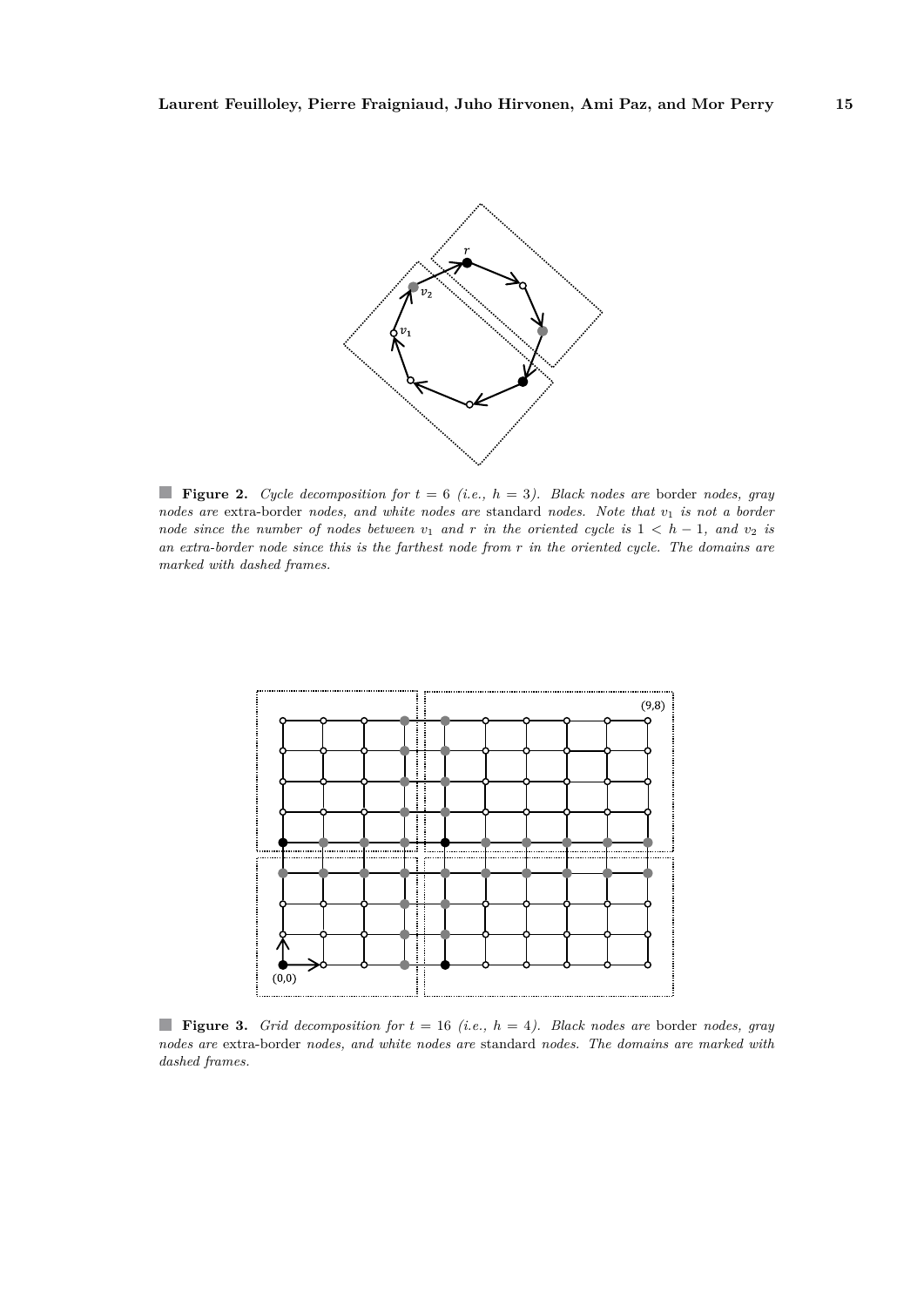**Figure 2.** *Cycle decomposition for $t = 6$ (i.e., $h = 3$). Black nodes are* border *nodes, gray nodes are* extra-border *nodes, and white nodes are* standard *nodes. Note that $v_1$ is not a border node since the number of nodes between $v_1$ and $r$ in the oriented cycle is $1 < h - 1$, and $v_2$ is an extra-border node since this is the farthest node from $r$ in the oriented cycle. The domains are marked with dashed frames.*

**Figure 3.** *Grid decomposition for $t = 16$ (i.e., $h = 4$). Black nodes are* border *nodes, gray nodes are* extra-border *nodes, and white nodes are* standard *nodes. The domains are marked with dashed frames.*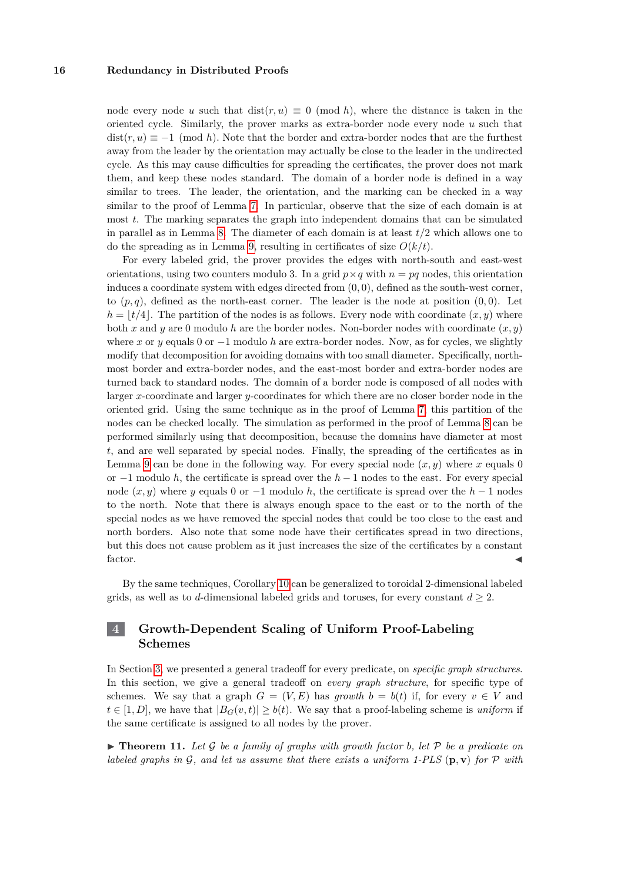node every node $u$ such that $\text{dist}(r, u) \equiv 0 \pmod{h}$, where the distance is taken in the oriented cycle. Similarly, the prover marks as extra-border node every node $u$ such that $\text{dist}(r, u) \equiv -1 \pmod{h}$. Note that the border and extra-border nodes that are the furthest away from the leader by the orientation may actually be close to the leader in the undirected cycle. As this may cause difficulties for spreading the certificates, the prover does not mark them, and keep these nodes standard. The domain of a border node is defined in a way similar to trees. The leader, the orientation, and the marking can be checked in a way similar to the proof of Lemma 7. In particular, observe that the size of each domain is at most $t$. The marking separates the graph into independent domains that can be simulated in parallel as in Lemma 8. The diameter of each domain is at least $t/2$ which allows one to do the spreading as in Lemma 9, resulting in certificates of size $O(k/t)$.

For every labeled grid, the prover provides the edges with north-south and east-west orientations, using two counters modulo 3. In a grid $p \times q$ with $n = pq$ nodes, this orientation induces a coordinate system with edges directed from $(0, 0)$, defined as the south-west corner, to $(p, q)$, defined as the north-east corner. The leader is the node at position $(0, 0)$. Let $h = \lfloor t/4 \rfloor$. The partition of the nodes is as follows. Every node with coordinate $(x, y)$ where both $x$ and $y$ are 0 modulo $h$ are the border nodes. Non-border nodes with coordinate $(x, y)$ where $x$ or $y$ equals 0 or $-1$ modulo $h$ are extra-border nodes. Now, as for cycles, we slightly modify that decomposition for avoiding domains with too small diameter. Specifically, north-most border and extra-border nodes, and the east-most border and extra-border nodes are turned back to standard nodes. The domain of a border node is composed of all nodes with larger $x$-coordinate and larger $y$-coordinates for which there are no closer border node in the oriented grid. Using the same technique as in the proof of Lemma 7, this partition of the nodes can be checked locally. The simulation as performed in the proof of Lemma 8 can be performed similarly using that decomposition, because the domains have diameter at most $t$, and are well separated by special nodes. Finally, the spreading of the certificates as in Lemma 9 can be done in the following way. For every special node $(x, y)$ where $x$ equals 0 or $-1$ modulo $h$, the certificate is spread over the $h - 1$ nodes to the east. For every special node $(x, y)$ where $y$ equals 0 or $-1$ modulo $h$, the certificate is spread over the $h - 1$ nodes to the north. Note that there is always enough space to the east or to the north of the special nodes as we have removed the special nodes that could be too close to the east and north borders. Also note that some node have their certificates spread in two directions, but this does not cause problem as it just increases the size of the certificates by a constant factor. ◀

By the same techniques, Corollary 10 can be generalized to toroidal 2-dimensional labeled grids, as well as to $d$-dimensional labeled grids and toruses, for every constant $d \geq 2$.

## 4 Growth-Dependent Scaling of Uniform Proof-Labeling Schemes

In Section 3, we presented a general tradeoff for every predicate, on *specific graph structures*. In this section, we give a general tradeoff on *every graph structure*, for specific type of schemes. We say that a graph $G = (V, E)$ has *growth* $b = b(t)$ if, for every $v \in V$ and $t \in [1, D]$, we have that $|B_G(v, t)| \geq b(t)$. We say that a proof-labeling scheme is *uniform* if the same certificate is assigned to all nodes by the prover.

▶ **Theorem 11.** *Let $\mathcal{G}$ be a family of graphs with growth factor $b$, let $\mathcal{P}$ be a predicate on labeled graphs in $\mathcal{G}$, and let us assume that there exists a uniform 1-PLS $(\mathbf{p}, \mathbf{v})$ for $\mathcal{P}$ with*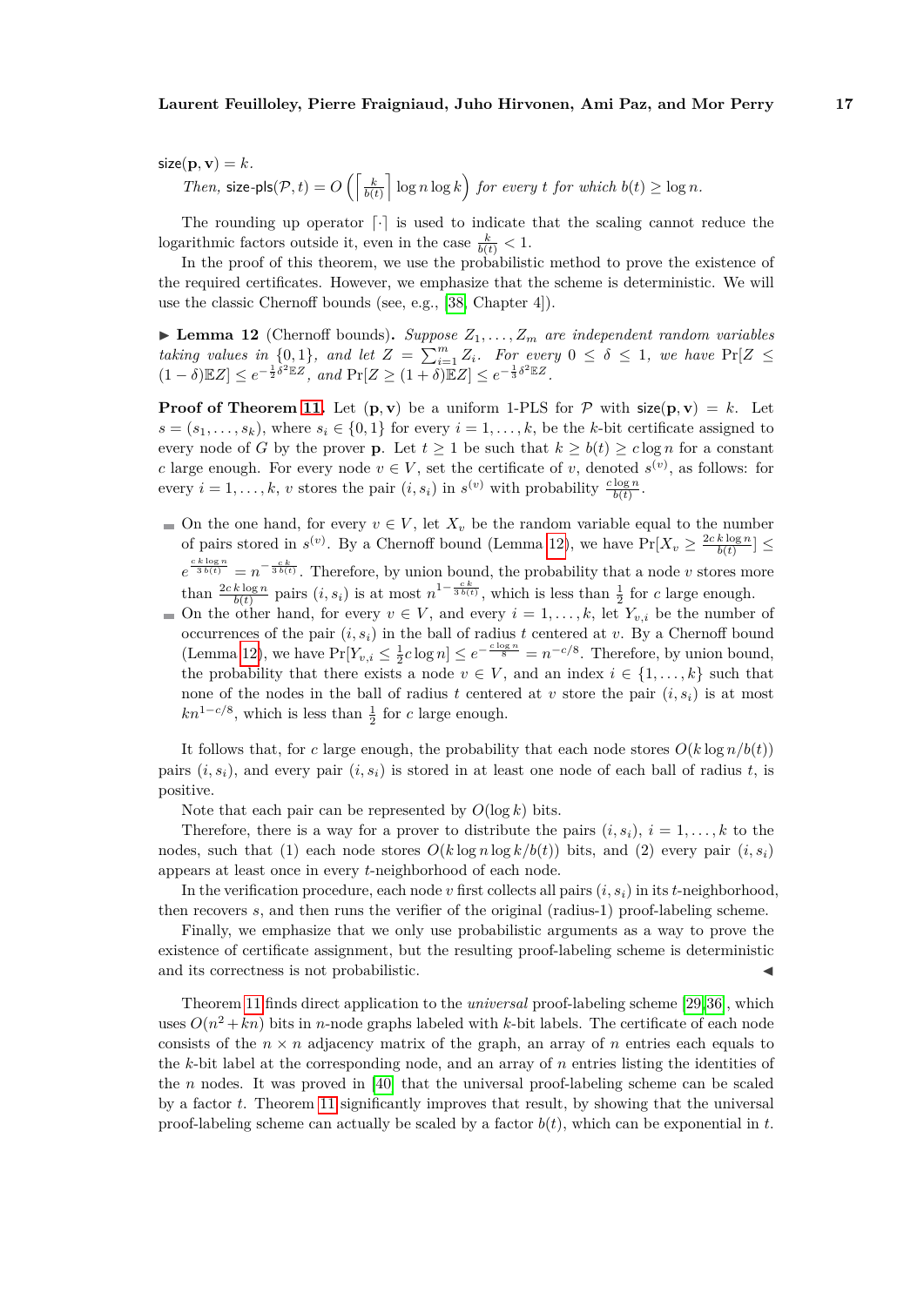$\mathsf{size}(\mathbf{p},\mathbf{v}) = k$.

*Then,* $\mathsf{size}\text{-}\mathsf{pls}(\mathcal{P},t) = O\left(\left\lceil \frac{k}{b(t)} \right\rceil \log n \log k\right)$ *for every* $t$ *for which* $b(t) \geq \log n$.

The rounding up operator $\lceil\cdot\rceil$ is used to indicate that the scaling cannot reduce the logarithmic factors outside it, even in the case $\frac{k}{b(t)} < 1$.

In the proof of this theorem, we use the probabilistic method to prove the existence of the required certificates. However, we emphasize that the scheme is deterministic. We will use the classic Chernoff bounds (see, e.g., [38, Chapter 4]).

▶ **Lemma 12** (Chernoff bounds)**.** *Suppose* $Z_1,\dots,Z_m$ *are independent random variables taking values in* $\{0,1\}$*, and let* $Z = \sum_{i=1}^m Z_i$*. For every* $0 \leq \delta \leq 1$*, we have* $\Pr[Z \leq (1-\delta)\mathbb{E}Z] \leq e^{-\frac{1}{2}\delta^2\mathbb{E}Z}$*, and* $\Pr[Z \geq (1+\delta)\mathbb{E}Z] \leq e^{-\frac{1}{3}\delta^2\mathbb{E}Z}$.

**Proof of Theorem 11.** Let $(\mathbf{p},\mathbf{v})$ be a uniform 1-PLS for $\mathcal{P}$ with $\mathsf{size}(\mathbf{p},\mathbf{v}) = k$. Let $s = (s_1,\dots,s_k)$, where $s_i \in \{0,1\}$ for every $i = 1,\dots,k$, be the $k$-bit certificate assigned to every node of $G$ by the prover $\mathbf{p}$. Let $t \geq 1$ be such that $k \geq b(t) \geq c\log n$ for a constant $c$ large enough. For every node $v \in V$, set the certificate of $v$, denoted $s^{(v)}$, as follows: for every $i = 1,\dots,k$, $v$ stores the pair $(i,s_i)$ in $s^{(v)}$ with probability $\frac{c\log n}{b(t)}$.

- On the one hand, for every $v \in V$, let $X_v$ be the random variable equal to the number of pairs stored in $s^{(v)}$. By a Chernoff bound (Lemma 12), we have $\Pr[X_v \geq \frac{2c\,k\log n}{b(t)}] \leq e^{-\frac{c\,k\log n}{3\,b(t)}} = n^{-\frac{c\,k}{3\,b(t)}}$. Therefore, by union bound, the probability that a node $v$ stores more than $\frac{2c\,k\log n}{b(t)}$ pairs $(i,s_i)$ is at most $n^{1-\frac{c\,k}{3\,b(t)}}$, which is less than $\frac{1}{2}$ for $c$ large enough.
- On the other hand, for every $v \in V$, and every $i = 1,\dots,k$, let $Y_{v,i}$ be the number of occurrences of the pair $(i,s_i)$ in the ball of radius $t$ centered at $v$. By a Chernoff bound (Lemma 12), we have $\Pr[Y_{v,i} \leq \frac{1}{2}c\log n] \leq e^{-\frac{c\log n}{8}} = n^{-c/8}$. Therefore, by union bound, the probability that there exists a node $v \in V$, and an index $i \in \{1,\dots,k\}$ such that none of the nodes in the ball of radius $t$ centered at $v$ store the pair $(i,s_i)$ is at most $kn^{1-c/8}$, which is less than $\frac{1}{2}$ for $c$ large enough.

It follows that, for $c$ large enough, the probability that each node stores $O(k\log n/b(t))$ pairs $(i,s_i)$, and every pair $(i,s_i)$ is stored in at least one node of each ball of radius $t$, is positive.

Note that each pair can be represented by $O(\log k)$ bits.

Therefore, there is a way for a prover to distribute the pairs $(i,s_i)$, $i = 1,\dots,k$ to the nodes, such that (1) each node stores $O(k\log n\log k/b(t))$ bits, and (2) every pair $(i,s_i)$ appears at least once in every $t$-neighborhood of each node.

In the verification procedure, each node $v$ first collects all pairs $(i,s_i)$ in its $t$-neighborhood, then recovers $s$, and then runs the verifier of the original (radius-1) proof-labeling scheme.

Finally, we emphasize that we only use probabilistic arguments as a way to prove the existence of certificate assignment, but the resulting proof-labeling scheme is deterministic and its correctness is not probabilistic. ◀

Theorem 11 finds direct application to the *universal* proof-labeling scheme [29, 36], which uses $O(n^2 + kn)$ bits in $n$-node graphs labeled with $k$-bit labels. The certificate of each node consists of the $n \times n$ adjacency matrix of the graph, an array of $n$ entries each equals to the $k$-bit label at the corresponding node, and an array of $n$ entries listing the identities of the $n$ nodes. It was proved in [40] that the universal proof-labeling scheme can be scaled by a factor $t$. Theorem 11 significantly improves that result, by showing that the universal proof-labeling scheme can actually be scaled by a factor $b(t)$, which can be exponential in $t$.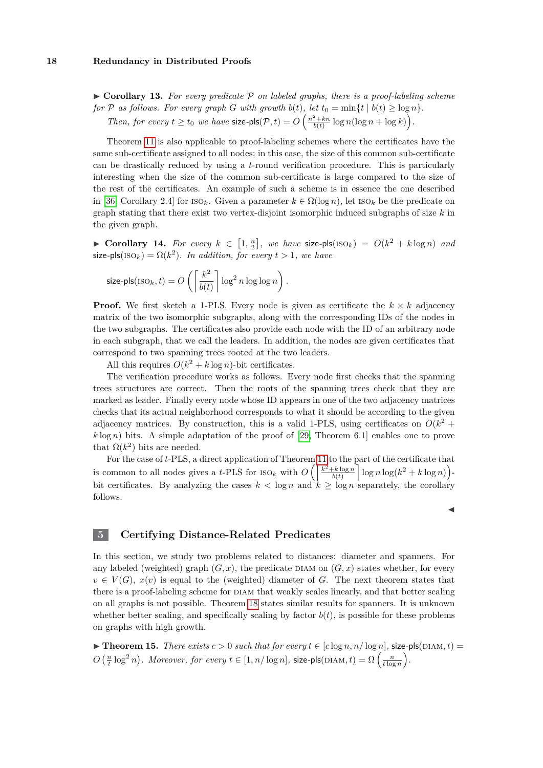▶ **Corollary 13.** *For every predicate $\mathcal{P}$ on labeled graphs, there is a proof-labeling scheme for $\mathcal{P}$ as follows. For every graph $G$ with growth $b(t)$, let $t_0 = \min\{t \mid b(t) \geq \log n\}$. Then, for every $t \geq t_0$ we have $\textsf{size-pls}(\mathcal{P}, t) = O\left(\frac{n^2+kn}{b(t)} \log n(\log n + \log k)\right)$.*

Theorem 11 is also applicable to proof-labeling schemes where the certificates have the same sub-certificate assigned to all nodes; in this case, the size of this common sub-certificate can be drastically reduced by using a $t$-round verification procedure. This is particularly interesting when the size of the common sub-certificate is large compared to the size of the rest of the certificates. An example of such a scheme is in essence the one described in [36, Corollary 2.4] for $\textsc{iso}_k$. Given a parameter $k \in \Omega(\log n)$, let $\textsc{iso}_k$ be the predicate on graph stating that there exist two vertex-disjoint isomorphic induced subgraphs of size $k$ in the given graph.

▶ **Corollary 14.** *For every $k \in \left[1, \frac{n}{2}\right]$, we have $\textsf{size-pls}(\textsc{iso}_k) = O(k^2 + k\log n)$ and $\textsf{size-pls}(\textsc{iso}_k) = \Omega(k^2)$. In addition, for every $t > 1$, we have*

$$\textsf{size-pls}(\textsc{iso}_k, t) = O\left(\left\lceil \frac{k^2}{b(t)} \right\rceil \log^2 n \log\log n\right).$$

**Proof.** We first sketch a 1-PLS. Every node is given as certificate the $k \times k$ adjacency matrix of the two isomorphic subgraphs, along with the corresponding IDs of the nodes in the two subgraphs. The certificates also provide each node with the ID of an arbitrary node in each subgraph, that we call the leaders. In addition, the nodes are given certificates that correspond to two spanning trees rooted at the two leaders.

All this requires $O(k^2 + k \log n)$-bit certificates.

The verification procedure works as follows. Every node first checks that the spanning trees structures are correct. Then the roots of the spanning trees check that they are marked as leader. Finally every node whose ID appears in one of the two adjacency matrices checks that its actual neighborhood corresponds to what it should be according to the given adjacency matrices. By construction, this is a valid 1-PLS, using certificates on $O(k^2 + k \log n)$ bits. A simple adaptation of the proof of [29, Theorem 6.1] enables one to prove that $\Omega(k^2)$ bits are needed.

For the case of $t$-PLS, a direct application of Theorem 11 to the part of the certificate that is common to all nodes gives a $t$-PLS for $\textsc{iso}_k$ with $O\left(\left\lceil \frac{k^2+k\log n}{b(t)} \right\rceil \log n \log(k^2 + k\log n)\right)$-bit certificates. By analyzing the cases $k < \log n$ and $k \geq \log n$ separately, the corollary follows. ◀

## 5 Certifying Distance-Related Predicates

In this section, we study two problems related to distances: diameter and spanners. For any labeled (weighted) graph $(G, x)$, the predicate $\textsc{diam}$ on $(G, x)$ states whether, for every $v \in V(G)$, $x(v)$ is equal to the (weighted) diameter of $G$. The next theorem states that there is a proof-labeling scheme for $\textsc{diam}$ that weakly scales linearly, and that better scaling on all graphs is not possible. Theorem 18 states similar results for spanners. It is unknown whether better scaling, and specifically scaling by factor $b(t)$, is possible for these problems on graphs with high growth.

▶ **Theorem 15.** *There exists $c > 0$ such that for every $t \in [c \log n, n/\log n]$, $\textsf{size-pls}(\textsc{diam}, t) = O\left(\frac{n}{t} \log^2 n\right)$. Moreover, for every $t \in [1, n/\log n]$, $\textsf{size-pls}(\textsc{diam}, t) = \Omega\left(\frac{n}{t \log n}\right)$.*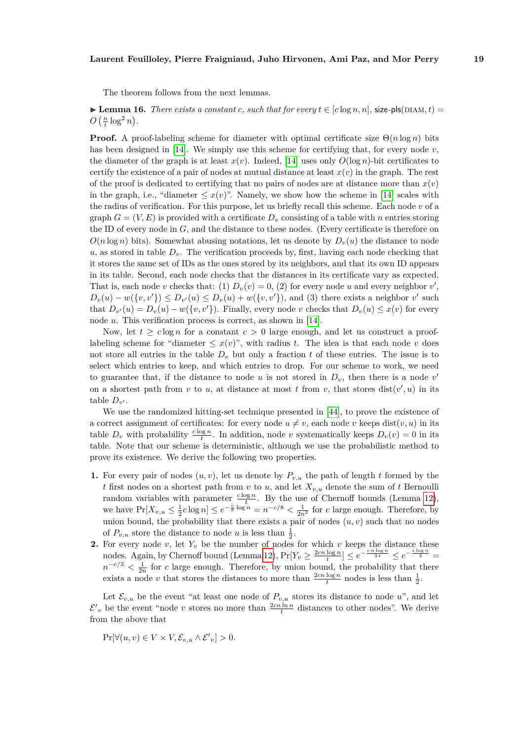The theorem follows from the next lemmas.

▶ **Lemma 16.** *There exists a constant* $c$*, such that for every* $t \in [c\log n, n]$*,* $\text{size-pls}(\text{DIAM}, t) = O\left(\frac{n}{t}\log^2 n\right)$*.*

**Proof.** A proof-labeling scheme for diameter with optimal certificate size $\Theta(n \log n)$ bits has been designed in [14]. We simply use this scheme for certifying that, for every node $v$, the diameter of the graph is at least $x(v)$. Indeed, [14] uses only $O(\log n)$-bit certificates to certify the existence of a pair of nodes at mutual distance at least $x(v)$ in the graph. The rest of the proof is dedicated to certifying that no pairs of nodes are at distance more than $x(v)$ in the graph, i.e., "diameter $\leq x(v)$". Namely, we show how the scheme in [14] scales with the radius of verification. For this purpose, let us briefly recall this scheme. Each node $v$ of a graph $G = (V, E)$ is provided with a certificate $D_v$ consisting of a table with $n$ entries storing the ID of every node in $G$, and the distance to these nodes. (Every certificate is therefore on $O(n \log n)$ bits). Somewhat abusing notations, let us denote by $D_v(u)$ the distance to node $u$, as stored in table $D_v$. The verification proceeds by, first, having each node checking that it stores the same set of IDs as the ones stored by its neighbors, and that its own ID appears in its table. Second, each node checks that the distances in its certificate vary as expected. That is, each node $v$ checks that: (1) $D_v(v) = 0$, (2) for every node $u$ and every neighbor $v'$, $D_v(u) - w(\{v, v'\}) \leq D_{v'}(u) \leq D_v(u) + w(\{v, v'\})$, and (3) there exists a neighbor $v'$ such that $D_{v'}(u) = D_v(u) - w(\{v, v'\})$. Finally, every node $v$ checks that $D_v(u) \leq x(v)$ for every node $u$. This verification process is correct, as shown in [14].

Now, let $t \geq c \log n$ for a constant $c > 0$ large enough, and let us construct a proof-labeling scheme for "diameter $\leq x(v)$", with radius $t$. The idea is that each node $v$ does not store all entries in the table $D_v$ but only a fraction $t$ of these entries. The issue is to select which entries to keep, and which entries to drop. For our scheme to work, we need to guarantee that, if the distance to node $u$ is not stored in $D_v$, then there is a node $v'$ on a shortest path from $v$ to $u$, at distance at most $t$ from $v$, that stores $\text{dist}(v', u)$ in its table $D_{v'}$.

We use the randomized hitting-set technique presented in [44], to prove the existence of a correct assignment of certificates: for every node $u \neq v$, each node $v$ keeps $\text{dist}(v, u)$ in its table $D_v$ with probability $\frac{c \log n}{t}$. In addition, node $v$ systematically keeps $D_v(v) = 0$ in its table. Note that our scheme is deterministic, although we use the probabilistic method to prove its existence. We derive the following two properties.

1. For every pair of nodes $(u, v)$, let us denote by $P_{v,u}$ the path of length $t$ formed by the $t$ first nodes on a shortest path from $v$ to $u$, and let $X_{v,u}$ denote the sum of $t$ Bernoulli random variables with parameter $\frac{c \log n}{t}$. By the use of Chernoff bounds (Lemma 12), we have $\Pr[X_{v,u} \leq \frac{1}{2} c \log n] \leq e^{-\frac{c}{8}\log n} = n^{-c/8} < \frac{1}{2n^2}$ for $c$ large enough. Therefore, by union bound, the probability that there exists a pair of nodes $(u, v)$ such that no nodes of $P_{v,u}$ store the distance to node $u$ is less than $\frac{1}{2}$.
2. For every node $v$, let $Y_v$ be the number of nodes for which $v$ keeps the distance these nodes. Again, by Chernoff bound (Lemma 12), $\Pr[Y_v \geq \frac{2cn \log n}{t}] \leq e^{-\frac{c\,n \log n}{3\,t}} \leq e^{-\frac{c \log n}{3}} = n^{-c/3} < \frac{1}{2n}$ for $c$ large enough. Therefore, by union bound, the probability that there exists a node $v$ that stores the distances to more than $\frac{2cn \log n}{t}$ nodes is less than $\frac{1}{2}$.

Let $\mathcal{E}_{v,u}$ be the event "at least one node of $P_{v,u}$ stores its distance to node $u$", and let $\mathcal{E}'_v$ be the event "node $v$ stores no more than $\frac{2cn \ln n}{t}$ distances to other nodes". We derive from the above that

$$\Pr[\forall (u, v) \in V \times V, \mathcal{E}_{v,u} \wedge \mathcal{E}'_v] > 0.$$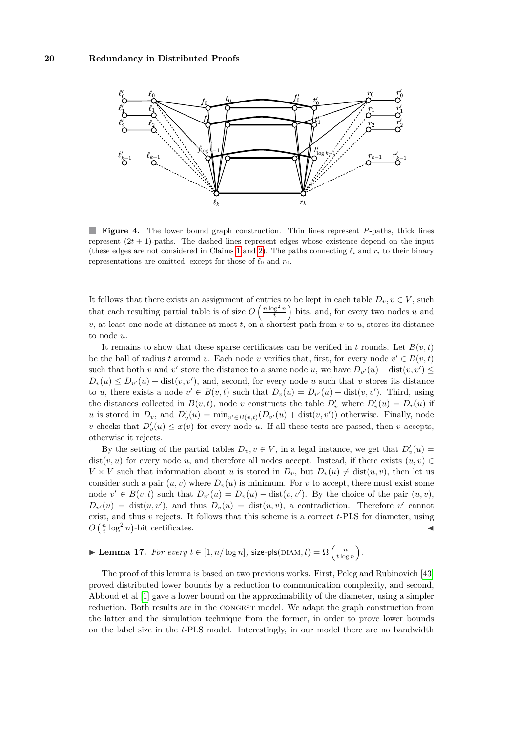**Figure 4.** The lower bound graph construction. Thin lines represent $P$-paths, thick lines represent $(2t+1)$-paths. The dashed lines represent edges whose existence depend on the input (these edges are not considered in Claims 1 and 2). The paths connecting $\ell_i$ and $r_i$ to their binary representations are omitted, except for those of $\ell_0$ and $r_0$.

It follows that there exists an assignment of entries to be kept in each table $D_v, v \in V$, such that each resulting partial table is of size $O\left(\frac{n \log^2 n}{t}\right)$ bits, and, for every two nodes $u$ and $v$, at least one node at distance at most $t$, on a shortest path from $v$ to $u$, stores its distance to node $u$.

It remains to show that these sparse certificates can be verified in $t$ rounds. Let $B(v,t)$ be the ball of radius $t$ around $v$. Each node $v$ verifies that, first, for every node $v' \in B(v,t)$ such that both $v$ and $v'$ store the distance to a same node $u$, we have $D_{v'}(u) - \text{dist}(v,v') \leq D_v(u) \leq D_{v'}(u) + \text{dist}(v,v')$, and, second, for every node $u$ such that $v$ stores its distance to $u$, there exists a node $v' \in B(v,t)$ such that $D_v(u) = D_{v'}(u) + \text{dist}(v,v')$. Third, using the distances collected in $B(v,t)$, node $v$ constructs the table $D'_v$ where $D'_v(u) = D_v(u)$ if $u$ is stored in $D_v$, and $D'_v(u) = \min_{v' \in B(v,t)}(D_{v'}(u) + \text{dist}(v,v'))$ otherwise. Finally, node $v$ checks that $D'_v(u) \leq x(v)$ for every node $u$. If all these tests are passed, then $v$ accepts, otherwise it rejects.

By the setting of the partial tables $D_v, v \in V$, in a legal instance, we get that $D'_v(u) = \text{dist}(v,u)$ for every node $u$, and therefore all nodes accept. Instead, if there exists $(u,v) \in V \times V$ such that information about $u$ is stored in $D_v$, but $D_v(u) \neq \text{dist}(u,v)$, then let us consider such a pair $(u,v)$ where $D_v(u)$ is minimum. For $v$ to accept, there must exist some node $v' \in B(v,t)$ such that $D_{v'}(u) = D_v(u) - \text{dist}(v,v')$. By the choice of the pair $(u,v)$, $D_{v'}(u) = \text{dist}(u,v')$, and thus $D_v(u) = \text{dist}(u,v)$, a contradiction. Therefore $v'$ cannot exist, and thus $v$ rejects. It follows that this scheme is a correct $t$-PLS for diameter, using $O\left(\frac{n}{t}\log^2 n\right)$-bit certificates. ◀

▶ **Lemma 17.** *For every* $t \in [1, n/\log n]$, $\textsf{size-pls}(\text{DIAM}, t) = \Omega\left(\frac{n}{t \log n}\right)$.

The proof of this lemma is based on two previous works. First, Peleg and Rubinovich [43] proved distributed lower bounds by a reduction to communication complexity, and second, Abboud et al [1] gave a lower bound on the approximability of the diameter, using a simpler reduction. Both results are in the CONGEST model. We adapt the graph construction from the latter and the simulation technique from the former, in order to prove lower bounds on the label size in the $t$-PLS model. Interestingly, in our model there are no bandwidth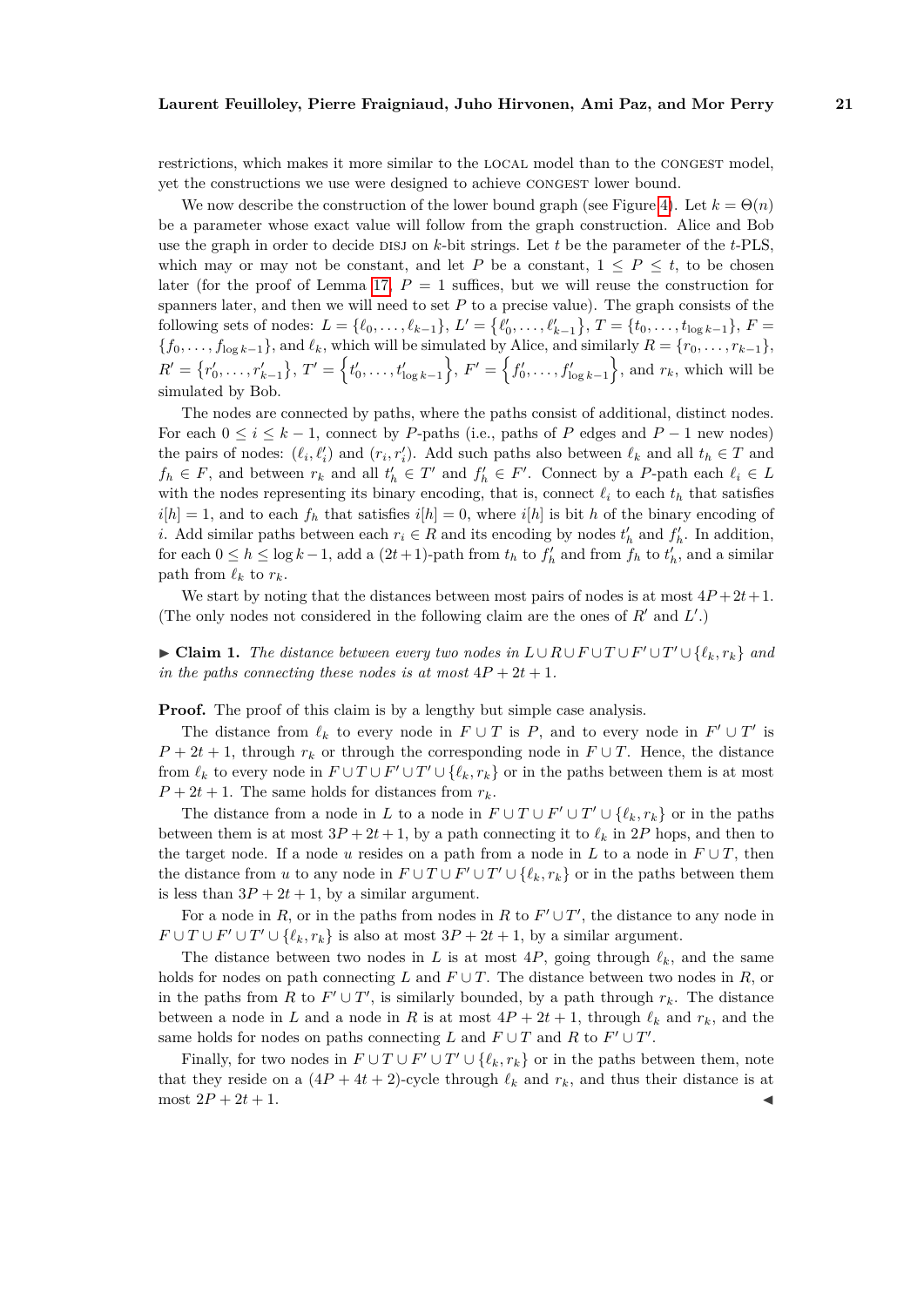restrictions, which makes it more similar to the LOCAL model than to the CONGEST model, yet the constructions we use were designed to achieve CONGEST lower bound.

We now describe the construction of the lower bound graph (see Figure 4). Let $k = \Theta(n)$ be a parameter whose exact value will follow from the graph construction. Alice and Bob use the graph in order to decide DISJ on $k$-bit strings. Let $t$ be the parameter of the $t$-PLS, which may or may not be constant, and let $P$ be a constant, $1 \leq P \leq t$, to be chosen later (for the proof of Lemma 17, $P = 1$ suffices, but we will reuse the construction for spanners later, and then we will need to set $P$ to a precise value). The graph consists of the following sets of nodes: $L = \{\ell_0, \ldots, \ell_{k-1}\}$, $L' = \left\{\ell'_0, \ldots, \ell'_{k-1}\right\}$, $T = \{t_0, \ldots, t_{\log k-1}\}$, $F = \{f_0, \ldots, f_{\log k-1}\}$, and $\ell_k$, which will be simulated by Alice, and similarly $R = \{r_0, \ldots, r_{k-1}\}$, $R' = \left\{r'_0, \ldots, r'_{k-1}\right\}$, $T' = \left\{t'_0, \ldots, t'_{\log k-1}\right\}$, $F' = \left\{f'_0, \ldots, f'_{\log k-1}\right\}$, and $r_k$, which will be simulated by Bob.

The nodes are connected by paths, where the paths consist of additional, distinct nodes. For each $0 \leq i \leq k-1$, connect by $P$-paths (i.e., paths of $P$ edges and $P-1$ new nodes) the pairs of nodes: $(\ell_i, \ell'_i)$ and $(r_i, r'_i)$. Add such paths also between $\ell_k$ and all $t_h \in T$ and $f_h \in F$, and between $r_k$ and all $t'_h \in T'$ and $f'_h \in F'$. Connect by a $P$-path each $\ell_i \in L$ with the nodes representing its binary encoding, that is, connect $\ell_i$ to each $t_h$ that satisfies $i[h] = 1$, and to each $f_h$ that satisfies $i[h] = 0$, where $i[h]$ is bit $h$ of the binary encoding of $i$. Add similar paths between each $r_i \in R$ and its encoding by nodes $t'_h$ and $f'_h$. In addition, for each $0 \leq h \leq \log k - 1$, add a $(2t+1)$-path from $t_h$ to $f'_h$ and from $f_h$ to $t'_h$, and a similar path from $\ell_k$ to $r_k$.

We start by noting that the distances between most pairs of nodes is at most $4P+2t+1$. (The only nodes not considered in the following claim are the ones of $R'$ and $L'$.)

▶ **Claim 1.** *The distance between every two nodes in $L \cup R \cup F \cup T \cup F' \cup T' \cup \{\ell_k, r_k\}$ and in the paths connecting these nodes is at most $4P + 2t + 1$.*

**Proof.** The proof of this claim is by a lengthy but simple case analysis.

The distance from $\ell_k$ to every node in $F \cup T$ is $P$, and to every node in $F' \cup T'$ is $P + 2t + 1$, through $r_k$ or through the corresponding node in $F \cup T$. Hence, the distance from $\ell_k$ to every node in $F \cup T \cup F' \cup T' \cup \{\ell_k, r_k\}$ or in the paths between them is at most $P + 2t + 1$. The same holds for distances from $r_k$.

The distance from a node in $L$ to a node in $F \cup T \cup F' \cup T' \cup \{\ell_k, r_k\}$ or in the paths between them is at most $3P + 2t + 1$, by a path connecting it to $\ell_k$ in $2P$ hops, and then to the target node. If a node $u$ resides on a path from a node in $L$ to a node in $F \cup T$, then the distance from $u$ to any node in $F \cup T \cup F' \cup T' \cup \{\ell_k, r_k\}$ or in the paths between them is less than $3P + 2t + 1$, by a similar argument.

For a node in $R$, or in the paths from nodes in $R$ to $F' \cup T'$, the distance to any node in $F \cup T \cup F' \cup T' \cup \{\ell_k, r_k\}$ is also at most $3P + 2t + 1$, by a similar argument.

The distance between two nodes in $L$ is at most $4P$, going through $\ell_k$, and the same holds for nodes on path connecting $L$ and $F \cup T$. The distance between two nodes in $R$, or in the paths from $R$ to $F' \cup T'$, is similarly bounded, by a path through $r_k$. The distance between a node in $L$ and a node in $R$ is at most $4P + 2t + 1$, through $\ell_k$ and $r_k$, and the same holds for nodes on paths connecting $L$ and $F \cup T$ and $R$ to $F' \cup T'$.

Finally, for two nodes in $F \cup T \cup F' \cup T' \cup \{\ell_k, r_k\}$ or in the paths between them, note that they reside on a $(4P + 4t + 2)$-cycle through $\ell_k$ and $r_k$, and thus their distance is at most $2P + 2t + 1$. ◀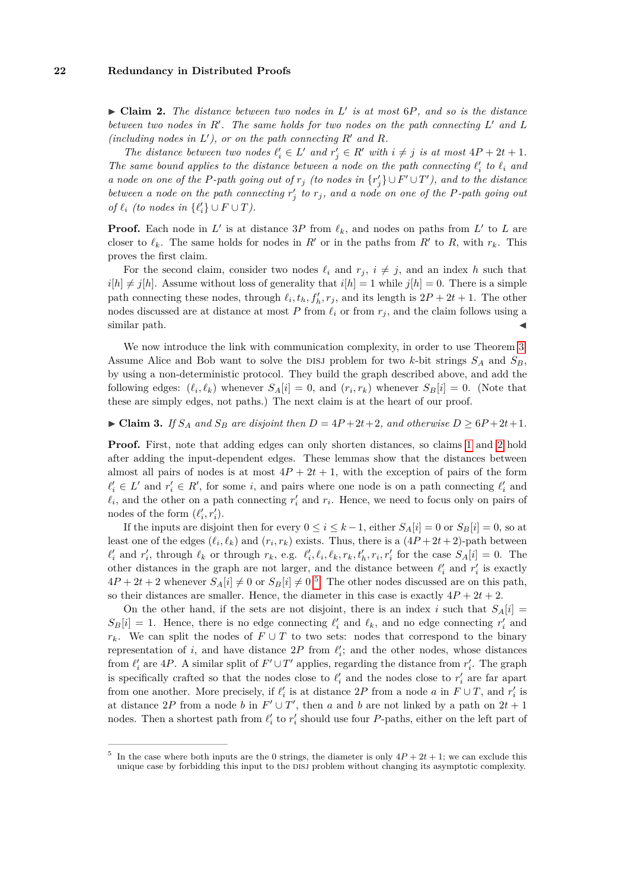▶ **Claim 2.** *The distance between two nodes in $L'$ is at most $6P$, and so is the distance between two nodes in $R'$. The same holds for two nodes on the path connecting $L'$ and $L$ (including nodes in $L'$), or on the path connecting $R'$ and $R$.*

*The distance between two nodes $\ell'_i \in L'$ and $r'_j \in R'$ with $i \neq j$ is at most $4P + 2t + 1$. The same bound applies to the distance between a node on the path connecting $\ell'_i$ to $\ell_i$ and a node on one of the $P$-path going out of $r_j$ (to nodes in $\{r'_j\} \cup F' \cup T'$), and to the distance between a node on the path connecting $r'_j$ to $r_j$, and a node on one of the $P$-path going out of $\ell_i$ (to nodes in $\{\ell'_i\} \cup F \cup T$).*

**Proof.** Each node in $L'$ is at distance $3P$ from $\ell_k$, and nodes on paths from $L'$ to $L$ are closer to $\ell_k$. The same holds for nodes in $R'$ or in the paths from $R'$ to $R$, with $r_k$. This proves the first claim.

For the second claim, consider two nodes $\ell_i$ and $r_j$, $i \neq j$, and an index $h$ such that $i[h] \neq j[h]$. Assume without loss of generality that $i[h] = 1$ while $j[h] = 0$. There is a simple path connecting these nodes, through $\ell_i, t_h, f'_h, r_j$, and its length is $2P + 2t + 1$. The other nodes discussed are at distance at most $P$ from $\ell_i$ or from $r_j$, and the claim follows using a similar path. ◀

We now introduce the link with communication complexity, in order to use Theorem 3. Assume Alice and Bob want to solve the DISJ problem for two $k$-bit strings $S_A$ and $S_B$, by using a non-deterministic protocol. They build the graph described above, and add the following edges: $(\ell_i, \ell_k)$ whenever $S_A[i] = 0$, and $(r_i, r_k)$ whenever $S_B[i] = 0$. (Note that these are simply edges, not paths.) The next claim is at the heart of our proof.

▶ **Claim 3.** *If $S_A$ and $S_B$ are disjoint then $D = 4P + 2t + 2$, and otherwise $D \geq 6P + 2t + 1$.*

**Proof.** First, note that adding edges can only shorten distances, so claims 1 and 2 hold after adding the input-dependent edges. These lemmas show that the distances between almost all pairs of nodes is at most $4P + 2t + 1$, with the exception of pairs of the form $\ell'_i \in L'$ and $r'_i \in R'$, for some $i$, and pairs where one node is on a path connecting $\ell'_i$ and $\ell_i$, and the other on a path connecting $r'_i$ and $r_i$. Hence, we need to focus only on pairs of nodes of the form $(\ell'_i, r'_i)$.

If the inputs are disjoint then for every $0 \leq i \leq k - 1$, either $S_A[i] = 0$ or $S_B[i] = 0$, so at least one of the edges $(\ell_i, \ell_k)$ and $(r_i, r_k)$ exists. Thus, there is a $(4P + 2t + 2)$-path between $\ell'_i$ and $r'_i$, through $\ell_k$ or through $r_k$, e.g. $\ell'_i, \ell_i, \ell_k, r_k, t'_h, r_i, r'_i$ for the case $S_A[i] = 0$. The other distances in the graph are not larger, and the distance between $\ell'_i$ and $r'_i$ is exactly $4P + 2t + 2$ whenever $S_A[i] \neq 0$ or $S_B[i] \neq 0$.[5] The other nodes discussed are on this path, so their distances are smaller. Hence, the diameter in this case is exactly $4P + 2t + 2$.

On the other hand, if the sets are not disjoint, there is an index $i$ such that $S_A[i] = S_B[i] = 1$. Hence, there is no edge connecting $\ell'_i$ and $\ell_k$, and no edge connecting $r'_i$ and $r_k$. We can split the nodes of $F \cup T$ to two sets: nodes that correspond to the binary representation of $i$, and have distance $2P$ from $\ell'_i$; and the other nodes, whose distances from $\ell'_i$ are $4P$. A similar split of $F' \cup T'$ applies, regarding the distance from $r'_i$. The graph is specifically crafted so that the nodes close to $\ell'_i$ and the nodes close to $r'_i$ are far apart from one another. More precisely, if $\ell'_i$ is at distance $2P$ from a node $a$ in $F \cup T$, and $r'_i$ is at distance $2P$ from a node $b$ in $F' \cup T'$, then $a$ and $b$ are not linked by a path on $2t + 1$ nodes. Then a shortest path from $\ell'_i$ to $r'_i$ should use four $P$-paths, either on the left part of

[5] In the case where both inputs are the 0 strings, the diameter is only $4P + 2t + 1$; we can exclude this unique case by forbidding this input to the DISJ problem without changing its asymptotic complexity.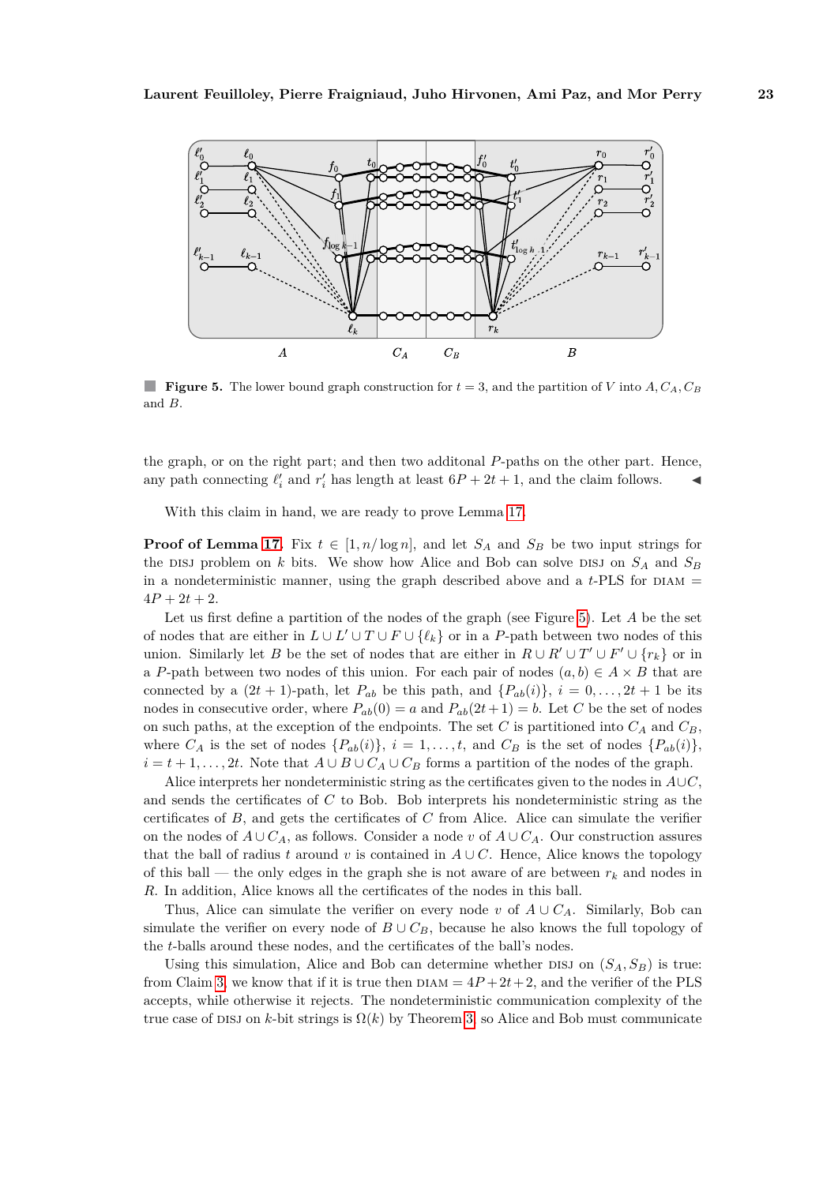**Figure 5.** The lower bound graph construction for $t = 3$, and the partition of $V$ into $A, C_A, C_B$ and $B$.

the graph, or on the right part; and then two additonal $P$-paths on the other part. Hence, any path connecting $\ell'_i$ and $r'_i$ has length at least $6P + 2t + 1$, and the claim follows. ◀

With this claim in hand, we are ready to prove Lemma 17.

**Proof of Lemma 17.** Fix $t \in [1, n/\log n]$, and let $S_A$ and $S_B$ be two input strings for the DISJ problem on $k$ bits. We show how Alice and Bob can solve DISJ on $S_A$ and $S_B$ in a nondeterministic manner, using the graph described above and a $t$-PLS for DIAM $= 4P + 2t + 2$.

Let us first define a partition of the nodes of the graph (see Figure 5). Let $A$ be the set of nodes that are either in $L \cup L' \cup T \cup F \cup \{\ell_k\}$ or in a $P$-path between two nodes of this union. Similarly let $B$ be the set of nodes that are either in $R \cup R' \cup T' \cup F' \cup \{r_k\}$ or in a $P$-path between two nodes of this union. For each pair of nodes $(a, b) \in A \times B$ that are connected by a $(2t+1)$-path, let $P_{ab}$ be this path, and $\{P_{ab}(i)\}$, $i = 0, \ldots, 2t+1$ be its nodes in consecutive order, where $P_{ab}(0) = a$ and $P_{ab}(2t+1) = b$. Let $C$ be the set of nodes on such paths, at the exception of the endpoints. The set $C$ is partitioned into $C_A$ and $C_B$, where $C_A$ is the set of nodes $\{P_{ab}(i)\}$, $i = 1, \ldots, t$, and $C_B$ is the set of nodes $\{P_{ab}(i)\}$, $i = t+1, \ldots, 2t$. Note that $A \cup B \cup C_A \cup C_B$ forms a partition of the nodes of the graph.

Alice interprets her nondeterministic string as the certificates given to the nodes in $A \cup C$, and sends the certificates of $C$ to Bob. Bob interprets his nondeterministic string as the certificates of $B$, and gets the certificates of $C$ from Alice. Alice can simulate the verifier on the nodes of $A \cup C_A$, as follows. Consider a node $v$ of $A \cup C_A$. Our construction assures that the ball of radius $t$ around $v$ is contained in $A \cup C$. Hence, Alice knows the topology of this ball — the only edges in the graph she is not aware of are between $r_k$ and nodes in $R$. In addition, Alice knows all the certificates of the nodes in this ball.

Thus, Alice can simulate the verifier on every node $v$ of $A \cup C_A$. Similarly, Bob can simulate the verifier on every node of $B \cup C_B$, because he also knows the full topology of the $t$-balls around these nodes, and the certificates of the ball's nodes.

Using this simulation, Alice and Bob can determine whether DISJ on $(S_A, S_B)$ is true: from Claim 3, we know that if it is true then DIAM $= 4P + 2t + 2$, and the verifier of the PLS accepts, while otherwise it rejects. The nondeterministic communication complexity of the true case of DISJ on $k$-bit strings is $\Omega(k)$ by Theorem 3, so Alice and Bob must communicate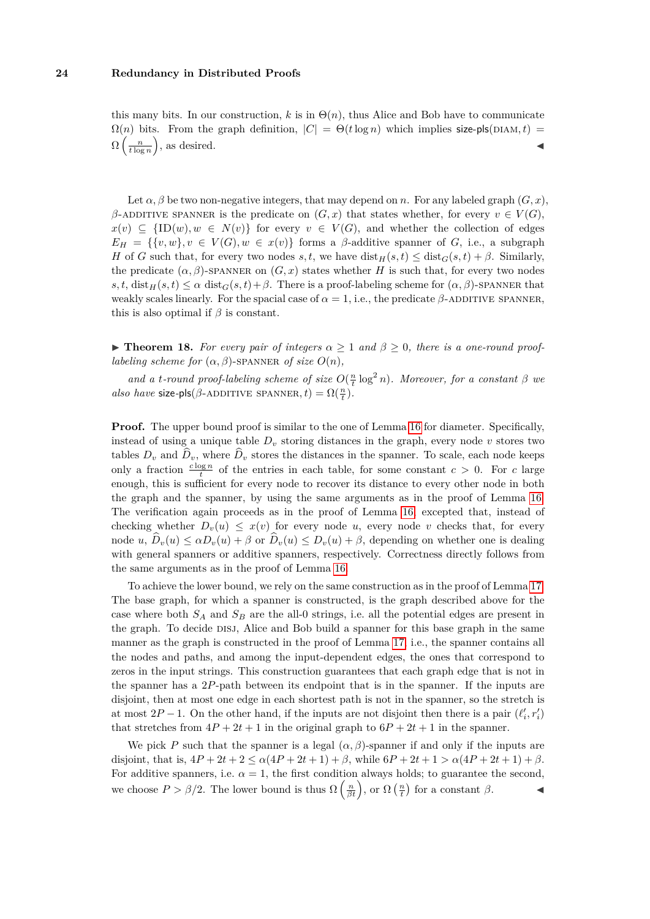this many bits. In our construction, $k$ is in $\Theta(n)$, thus Alice and Bob have to communicate $\Omega(n)$ bits. From the graph definition, $|C| = \Theta(t \log n)$ which implies $\mathsf{size\text{-}pls}(\textsc{diam}, t) = \Omega\left(\frac{n}{t \log n}\right)$, as desired. ◀

Let $\alpha, \beta$ be two non-negative integers, that may depend on $n$. For any labeled graph $(G, x)$, $\beta$-ADDITIVE SPANNER is the predicate on $(G, x)$ that states whether, for every $v \in V(G)$, $x(v) \subseteq \{\text{ID}(w), w \in N(v)\}$ for every $v \in V(G)$, and whether the collection of edges $E_H = \{\{v, w\}, v \in V(G), w \in x(v)\}$ forms a $\beta$-additive spanner of $G$, i.e., a subgraph $H$ of $G$ such that, for every two nodes $s, t$, we have $\text{dist}_H(s, t) \leq \text{dist}_G(s, t) + \beta$. Similarly, the predicate $(\alpha, \beta)$-SPANNER on $(G, x)$ states whether $H$ is such that, for every two nodes $s, t$, $\text{dist}_H(s, t) \leq \alpha \ \text{dist}_G(s, t) + \beta$. There is a proof-labeling scheme for $(\alpha, \beta)$-SPANNER that weakly scales linearly. For the spacial case of $\alpha = 1$, i.e., the predicate $\beta$-ADDITIVE SPANNER, this is also optimal if $\beta$ is constant.

▶ **Theorem 18.** *For every pair of integers $\alpha \geq 1$ and $\beta \geq 0$, there is a one-round proof-labeling scheme for $(\alpha, \beta)$-SPANNER of size $O(n)$,*

*and a $t$-round proof-labeling scheme of size $O(\frac{n}{t} \log^2 n)$. Moreover, for a constant $\beta$ we also have $\mathsf{size\text{-}pls}(\beta\text{-}\textsc{additive spanner}, t) = \Omega(\frac{n}{t})$.*

**Proof.** The upper bound proof is similar to the one of Lemma 16 for diameter. Specifically, instead of using a unique table $D_v$ storing distances in the graph, every node $v$ stores two tables $D_v$ and $\widehat{D}_v$, where $\widehat{D}_v$ stores the distances in the spanner. To scale, each node keeps only a fraction $\frac{c \log n}{t}$ of the entries in each table, for some constant $c > 0$. For $c$ large enough, this is sufficient for every node to recover its distance to every other node in both the graph and the spanner, by using the same arguments as in the proof of Lemma 16. The verification again proceeds as in the proof of Lemma 16, excepted that, instead of checking whether $D_v(u) \leq x(v)$ for every node $u$, every node $v$ checks that, for every node $u$, $\widehat{D}_v(u) \leq \alpha D_v(u) + \beta$ or $\widehat{D}_v(u) \leq D_v(u) + \beta$, depending on whether one is dealing with general spanners or additive spanners, respectively. Correctness directly follows from the same arguments as in the proof of Lemma 16.

To achieve the lower bound, we rely on the same construction as in the proof of Lemma 17. The base graph, for which a spanner is constructed, is the graph described above for the case where both $S_A$ and $S_B$ are the all-0 strings, i.e. all the potential edges are present in the graph. To decide DISJ, Alice and Bob build a spanner for this base graph in the same manner as the graph is constructed in the proof of Lemma 17, i.e., the spanner contains all the nodes and paths, and among the input-dependent edges, the ones that correspond to zeros in the input strings. This construction guarantees that each graph edge that is not in the spanner has a $2P$-path between its endpoint that is in the spanner. If the inputs are disjoint, then at most one edge in each shortest path is not in the spanner, so the stretch is at most $2P - 1$. On the other hand, if the inputs are not disjoint then there is a pair $(\ell'_i, r'_i)$ that stretches from $4P + 2t + 1$ in the original graph to $6P + 2t + 1$ in the spanner.

We pick $P$ such that the spanner is a legal $(\alpha, \beta)$-spanner if and only if the inputs are disjoint, that is, $4P + 2t + 2 \leq \alpha(4P + 2t + 1) + \beta$, while $6P + 2t + 1 > \alpha(4P + 2t + 1) + \beta$. For additive spanners, i.e. $\alpha = 1$, the first condition always holds; to guarantee the second, we choose $P > \beta/2$. The lower bound is thus $\Omega\left(\frac{n}{\beta t}\right)$, or $\Omega\left(\frac{n}{t}\right)$ for a constant $\beta$. ◀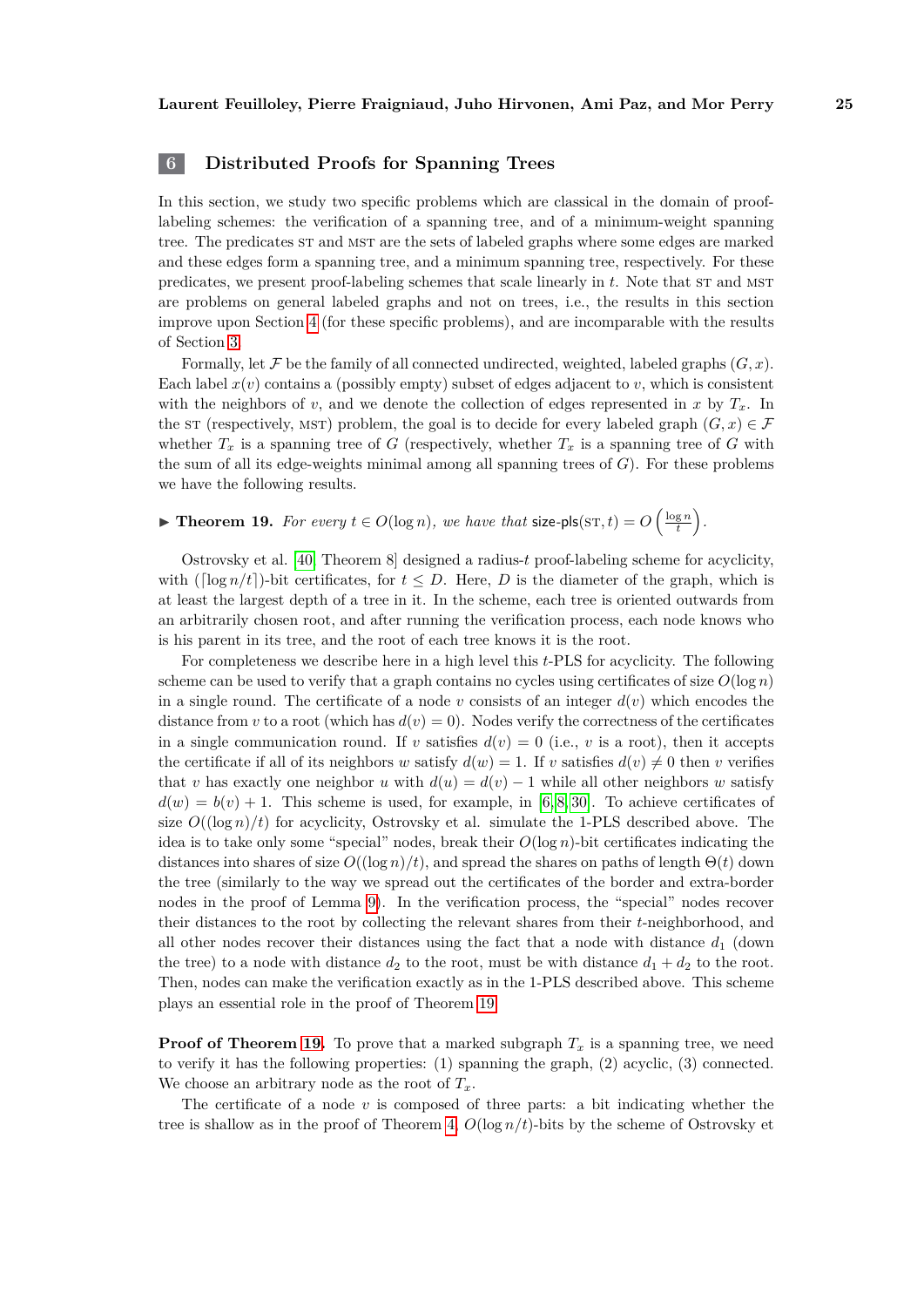## 6 Distributed Proofs for Spanning Trees

In this section, we study two specific problems which are classical in the domain of proof-labeling schemes: the verification of a spanning tree, and of a minimum-weight spanning tree. The predicates ST and MST are the sets of labeled graphs where some edges are marked and these edges form a spanning tree, and a minimum spanning tree, respectively. For these predicates, we present proof-labeling schemes that scale linearly in $t$. Note that ST and MST are problems on general labeled graphs and not on trees, i.e., the results in this section improve upon Section 4 (for these specific problems), and are incomparable with the results of Section 3.

Formally, let $\mathcal{F}$ be the family of all connected undirected, weighted, labeled graphs $(G, x)$. Each label $x(v)$ contains a (possibly empty) subset of edges adjacent to $v$, which is consistent with the neighbors of $v$, and we denote the collection of edges represented in $x$ by $T_x$. In the ST (respectively, MST) problem, the goal is to decide for every labeled graph $(G, x) \in \mathcal{F}$ whether $T_x$ is a spanning tree of $G$ (respectively, whether $T_x$ is a spanning tree of $G$ with the sum of all its edge-weights minimal among all spanning trees of $G$). For these problems we have the following results.

▶ **Theorem 19.** *For every $t \in O(\log n)$, we have that* $\mathsf{size\text{-}pls}(\text{ST}, t) = O\left(\frac{\log n}{t}\right)$.

Ostrovsky et al. [40, Theorem 8] designed a radius-$t$ proof-labeling scheme for acyclicity, with $(\lceil \log n/t \rceil)$-bit certificates, for $t \leq D$. Here, $D$ is the diameter of the graph, which is at least the largest depth of a tree in it. In the scheme, each tree is oriented outwards from an arbitrarily chosen root, and after running the verification process, each node knows who is his parent in its tree, and the root of each tree knows it is the root.

For completeness we describe here in a high level this $t$-PLS for acyclicity. The following scheme can be used to verify that a graph contains no cycles using certificates of size $O(\log n)$ in a single round. The certificate of a node $v$ consists of an integer $d(v)$ which encodes the distance from $v$ to a root (which has $d(v) = 0$). Nodes verify the correctness of the certificates in a single communication round. If $v$ satisfies $d(v) = 0$ (i.e., $v$ is a root), then it accepts the certificate if all of its neighbors $w$ satisfy $d(w) = 1$. If $v$ satisfies $d(v) \neq 0$ then $v$ verifies that $v$ has exactly one neighbor $u$ with $d(u) = d(v) - 1$ while all other neighbors $w$ satisfy $d(w) = b(v) + 1$. This scheme is used, for example, in [6, 8, 30]. To achieve certificates of size $O((\log n)/t)$ for acyclicity, Ostrovsky et al. simulate the 1-PLS described above. The idea is to take only some "special" nodes, break their $O(\log n)$-bit certificates indicating the distances into shares of size $O((\log n)/t)$, and spread the shares on paths of length $\Theta(t)$ down the tree (similarly to the way we spread out the certificates of the border and extra-border nodes in the proof of Lemma 9). In the verification process, the "special" nodes recover their distances to the root by collecting the relevant shares from their $t$-neighborhood, and all other nodes recover their distances using the fact that a node with distance $d_1$ (down the tree) to a node with distance $d_2$ to the root, must be with distance $d_1 + d_2$ to the root. Then, nodes can make the verification exactly as in the 1-PLS described above. This scheme plays an essential role in the proof of Theorem 19.

**Proof of Theorem 19.** To prove that a marked subgraph $T_x$ is a spanning tree, we need to verify it has the following properties: (1) spanning the graph, (2) acyclic, (3) connected. We choose an arbitrary node as the root of $T_x$.

The certificate of a node $v$ is composed of three parts: a bit indicating whether the tree is shallow as in the proof of Theorem 4. $O(\log n/t)$-bits by the scheme of Ostrovsky et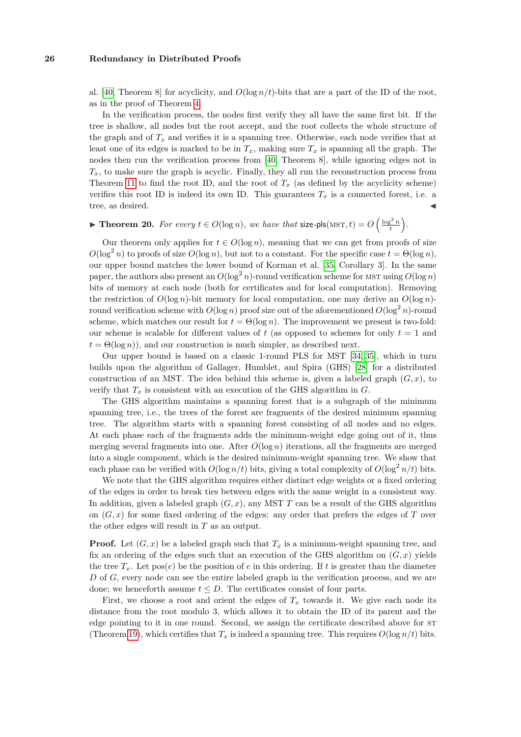al. [40, Theorem 8] for acyclicity, and $O(\log n/t)$-bits that are a part of the ID of the root, as in the proof of Theorem 4.

In the verification process, the nodes first verify they all have the same first bit. If the tree is shallow, all nodes but the root accept, and the root collects the whole structure of the graph and of $T_x$ and verifies it is a spanning tree. Otherwise, each node verifies that at least one of its edges is marked to be in $T_x$, making sure $T_x$ is spanning all the graph. The nodes then run the verification process from [40, Theorem 8], while ignoring edges not in $T_x$, to make sure the graph is acyclic. Finally, they all run the reconstruction process from Theorem 11 to find the root ID, and the root of $T_x$ (as defined by the acyclicity scheme) verifies this root ID is indeed its own ID. This guarantees $T_x$ is a connected forest, i.e. a tree, as desired. ◀

▶ **Theorem 20.** *For every $t \in O(\log n)$, we have that* $\text{size-pls}(\text{MST}, t) = O\left(\frac{\log^2 n}{t}\right)$.

Our theorem only applies for $t \in O(\log n)$, meaning that we can get from proofs of size $O(\log^2 n)$ to proofs of size $O(\log n)$, but not to a constant. For the specific case $t = \Theta(\log n)$, our upper bound matches the lower bound of Korman et al. [35, Corollary 3]. In the same paper, the authors also present an $O(\log^2 n)$-round verification scheme for MST using $O(\log n)$ bits of memory at each node (both for certificates and for local computation). Removing the restriction of $O(\log n)$-bit memory for local computation, one may derive an $O(\log n)$-round verification scheme with $O(\log n)$ proof size out of the aforementioned $O(\log^2 n)$-round scheme, which matches our result for $t = \Theta(\log n)$. The improvement we present is two-fold: our scheme is scalable for different values of $t$ (as opposed to schemes for only $t = 1$ and $t = \Theta(\log n)$), and our construction is much simpler, as described next.

Our upper bound is based on a classic 1-round PLS for MST [34, 35], which in turn builds upon the algorithm of Gallager, Humblet, and Spira (GHS) [28] for a distributed construction of an MST. The idea behind this scheme is, given a labeled graph $(G, x)$, to verify that $T_x$ is consistent with an execution of the GHS algorithm in $G$.

The GHS algorithm maintains a spanning forest that is a subgraph of the minimum spanning tree, i.e., the trees of the forest are fragments of the desired minimum spanning tree. The algorithm starts with a spanning forest consisting of all nodes and no edges. At each phase each of the fragments adds the minimum-weight edge going out of it, thus merging several fragments into one. After $O(\log n)$ iterations, all the fragments are merged into a single component, which is the desired minimum-weight spanning tree. We show that each phase can be verified with $O(\log n/t)$ bits, giving a total complexity of $O(\log^2 n/t)$ bits.

We note that the GHS algorithm requires either distinct edge weights or a fixed ordering of the edges in order to break ties between edges with the same weight in a consistent way. In addition, given a labeled graph $(G, x)$, any MST $T$ can be a result of the GHS algorithm on $(G, x)$ for some fixed ordering of the edges: any order that prefers the edges of $T$ over the other edges will result in $T$ as an output.

**Proof.** Let $(G, x)$ be a labeled graph such that $T_x$ is a minimum-weight spanning tree, and fix an ordering of the edges such that an execution of the GHS algorithm on $(G, x)$ yields the tree $T_x$. Let $\text{pos}(e)$ be the position of $e$ in this ordering. If $t$ is greater than the diameter $D$ of $G$, every node can see the entire labeled graph in the verification process, and we are done; we henceforth assume $t \leq D$. The certificates consist of four parts.

First, we choose a root and orient the edges of $T_x$ towards it. We give each node its distance from the root modulo 3, which allows it to obtain the ID of its parent and the edge pointing to it in one round. Second, we assign the certificate described above for ST (Theorem 19), which certifies that $T_x$ is indeed a spanning tree. This requires $O(\log n/t)$ bits.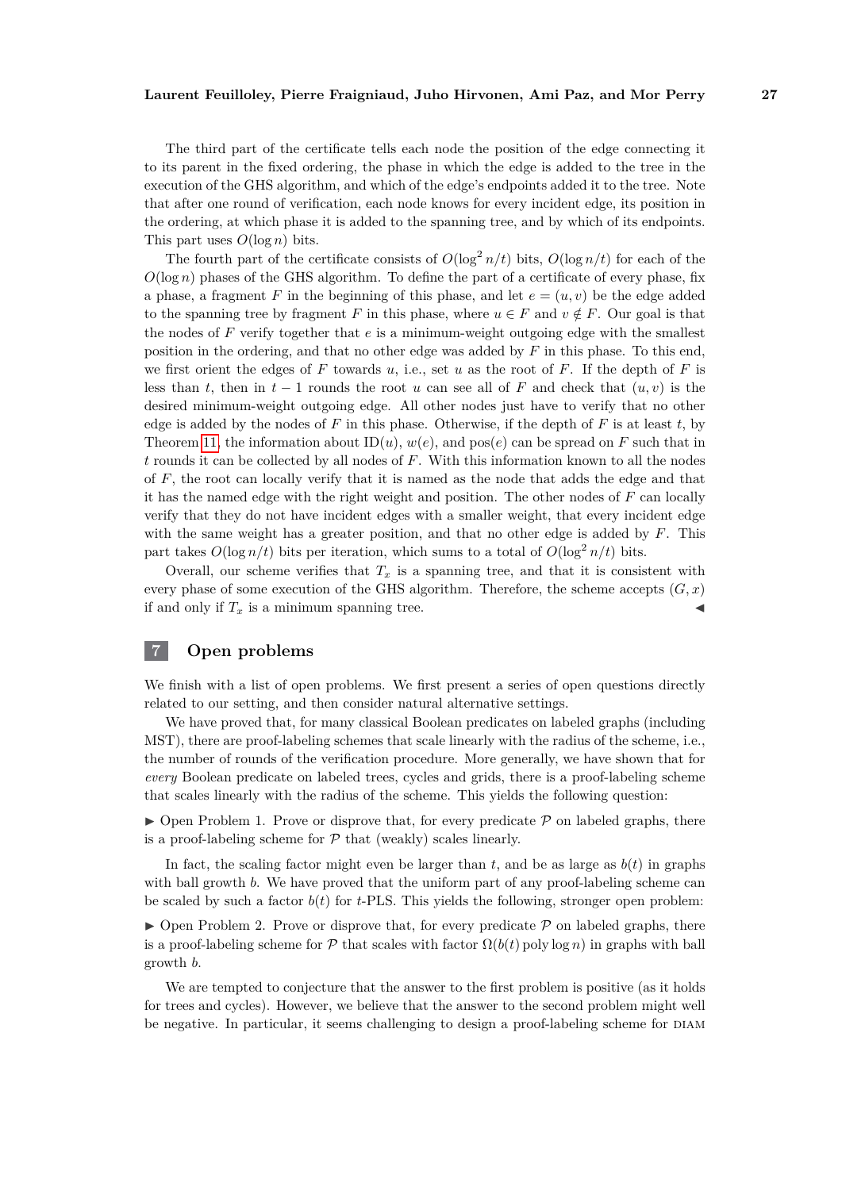The third part of the certificate tells each node the position of the edge connecting it to its parent in the fixed ordering, the phase in which the edge is added to the tree in the execution of the GHS algorithm, and which of the edge's endpoints added it to the tree. Note that after one round of verification, each node knows for every incident edge, its position in the ordering, at which phase it is added to the spanning tree, and by which of its endpoints. This part uses $O(\log n)$ bits.

The fourth part of the certificate consists of $O(\log^2 n/t)$ bits, $O(\log n/t)$ for each of the $O(\log n)$ phases of the GHS algorithm. To define the part of a certificate of every phase, fix a phase, a fragment $F$ in the beginning of this phase, and let $e = (u, v)$ be the edge added to the spanning tree by fragment $F$ in this phase, where $u \in F$ and $v \notin F$. Our goal is that the nodes of $F$ verify together that $e$ is a minimum-weight outgoing edge with the smallest position in the ordering, and that no other edge was added by $F$ in this phase. To this end, we first orient the edges of $F$ towards $u$, i.e., set $u$ as the root of $F$. If the depth of $F$ is less than $t$, then in $t-1$ rounds the root $u$ can see all of $F$ and check that $(u, v)$ is the desired minimum-weight outgoing edge. All other nodes just have to verify that no other edge is added by the nodes of $F$ in this phase. Otherwise, if the depth of $F$ is at least $t$, by Theorem 11, the information about $\mathrm{ID}(u)$, $w(e)$, and $\mathrm{pos}(e)$ can be spread on $F$ such that in $t$ rounds it can be collected by all nodes of $F$. With this information known to all the nodes of $F$, the root can locally verify that it is named as the node that adds the edge and that it has the named edge with the right weight and position. The other nodes of $F$ can locally verify that they do not have incident edges with a smaller weight, that every incident edge with the same weight has a greater position, and that no other edge is added by $F$. This part takes $O(\log n/t)$ bits per iteration, which sums to a total of $O(\log^2 n/t)$ bits.

Overall, our scheme verifies that $T_x$ is a spanning tree, and that it is consistent with every phase of some execution of the GHS algorithm. Therefore, the scheme accepts $(G, x)$ if and only if $T_x$ is a minimum spanning tree. ◀

## 7 Open problems

We finish with a list of open problems. We first present a series of open questions directly related to our setting, and then consider natural alternative settings.

We have proved that, for many classical Boolean predicates on labeled graphs (including MST), there are proof-labeling schemes that scale linearly with the radius of the scheme, i.e., the number of rounds of the verification procedure. More generally, we have shown that for *every* Boolean predicate on labeled trees, cycles and grids, there is a proof-labeling scheme that scales linearly with the radius of the scheme. This yields the following question:

▶ Open Problem 1. Prove or disprove that, for every predicate $\mathcal{P}$ on labeled graphs, there is a proof-labeling scheme for $\mathcal{P}$ that (weakly) scales linearly.

In fact, the scaling factor might even be larger than $t$, and be as large as $b(t)$ in graphs with ball growth $b$. We have proved that the uniform part of any proof-labeling scheme can be scaled by such a factor $b(t)$ for $t$-PLS. This yields the following, stronger open problem:

▶ Open Problem 2. Prove or disprove that, for every predicate $\mathcal{P}$ on labeled graphs, there is a proof-labeling scheme for $\mathcal{P}$ that scales with factor $\Omega(b(t)\,\mathrm{poly}\log n)$ in graphs with ball growth $b$.

We are tempted to conjecture that the answer to the first problem is positive (as it holds for trees and cycles). However, we believe that the answer to the second problem might well be negative. In particular, it seems challenging to design a proof-labeling scheme for DIAM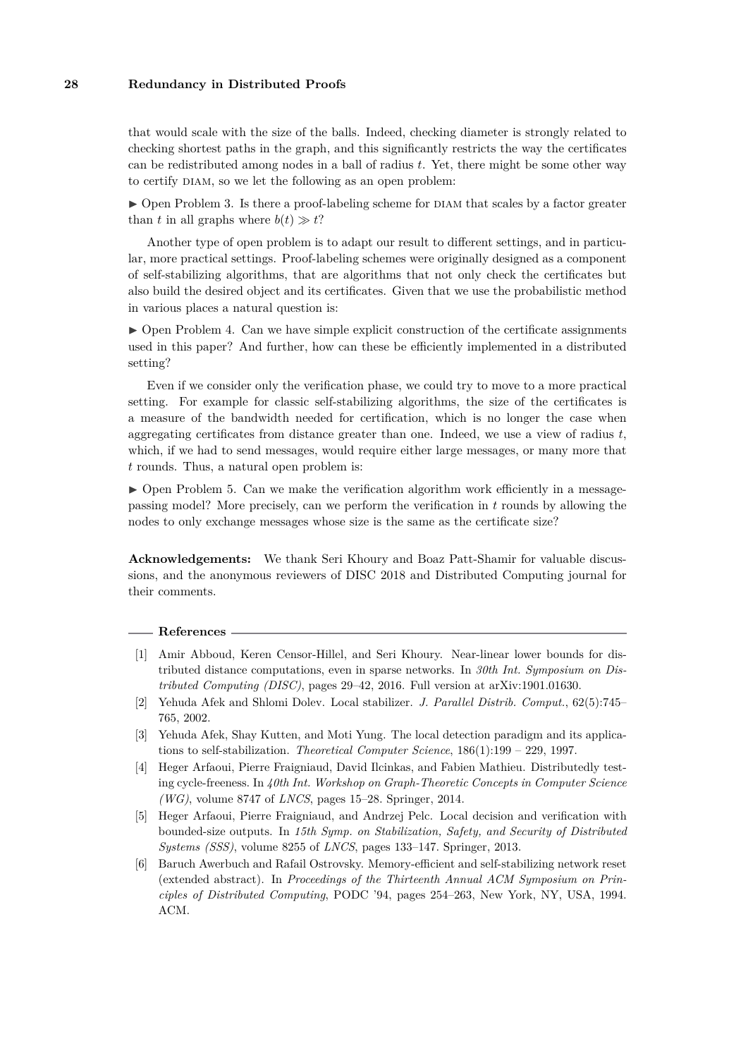that would scale with the size of the balls. Indeed, checking diameter is strongly related to checking shortest paths in the graph, and this significantly restricts the way the certificates can be redistributed among nodes in a ball of radius $t$. Yet, there might be some other way to certify DIAM, so we let the following as an open problem:

▶ Open Problem 3. Is there a proof-labeling scheme for DIAM that scales by a factor greater than $t$ in all graphs where $b(t) \gg t$?

Another type of open problem is to adapt our result to different settings, and in particular, more practical settings. Proof-labeling schemes were originally designed as a component of self-stabilizing algorithms, that are algorithms that not only check the certificates but also build the desired object and its certificates. Given that we use the probabilistic method in various places a natural question is:

▶ Open Problem 4. Can we have simple explicit construction of the certificate assignments used in this paper? And further, how can these be efficiently implemented in a distributed setting?

Even if we consider only the verification phase, we could try to move to a more practical setting. For example for classic self-stabilizing algorithms, the size of the certificates is a measure of the bandwidth needed for certification, which is no longer the case when aggregating certificates from distance greater than one. Indeed, we use a view of radius $t$, which, if we had to send messages, would require either large messages, or many more that $t$ rounds. Thus, a natural open problem is:

▶ Open Problem 5. Can we make the verification algorithm work efficiently in a message-passing model? More precisely, can we perform the verification in $t$ rounds by allowing the nodes to only exchange messages whose size is the same as the certificate size?

**Acknowledgements:** We thank Seri Khoury and Boaz Patt-Shamir for valuable discussions, and the anonymous reviewers of DISC 2018 and Distributed Computing journal for their comments.

## References

[1] Amir Abboud, Keren Censor-Hillel, and Seri Khoury. Near-linear lower bounds for distributed distance computations, even in sparse networks. In *30th Int. Symposium on Distributed Computing (DISC)*, pages 29–42, 2016. Full version at arXiv:1901.01630.

[2] Yehuda Afek and Shlomi Dolev. Local stabilizer. *J. Parallel Distrib. Comput.*, 62(5):745–765, 2002.

[3] Yehuda Afek, Shay Kutten, and Moti Yung. The local detection paradigm and its applications to self-stabilization. *Theoretical Computer Science*, 186(1):199 – 229, 1997.

[4] Heger Arfaoui, Pierre Fraigniaud, David Ilcinkas, and Fabien Mathieu. Distributedly testing cycle-freeness. In *40th Int. Workshop on Graph-Theoretic Concepts in Computer Science (WG)*, volume 8747 of *LNCS*, pages 15–28. Springer, 2014.

[5] Heger Arfaoui, Pierre Fraigniaud, and Andrzej Pelc. Local decision and verification with bounded-size outputs. In *15th Symp. on Stabilization, Safety, and Security of Distributed Systems (SSS)*, volume 8255 of *LNCS*, pages 133–147. Springer, 2013.

[6] Baruch Awerbuch and Rafail Ostrovsky. Memory-efficient and self-stabilizing network reset (extended abstract). In *Proceedings of the Thirteenth Annual ACM Symposium on Principles of Distributed Computing*, PODC '94, pages 254–263, New York, NY, USA, 1994. ACM.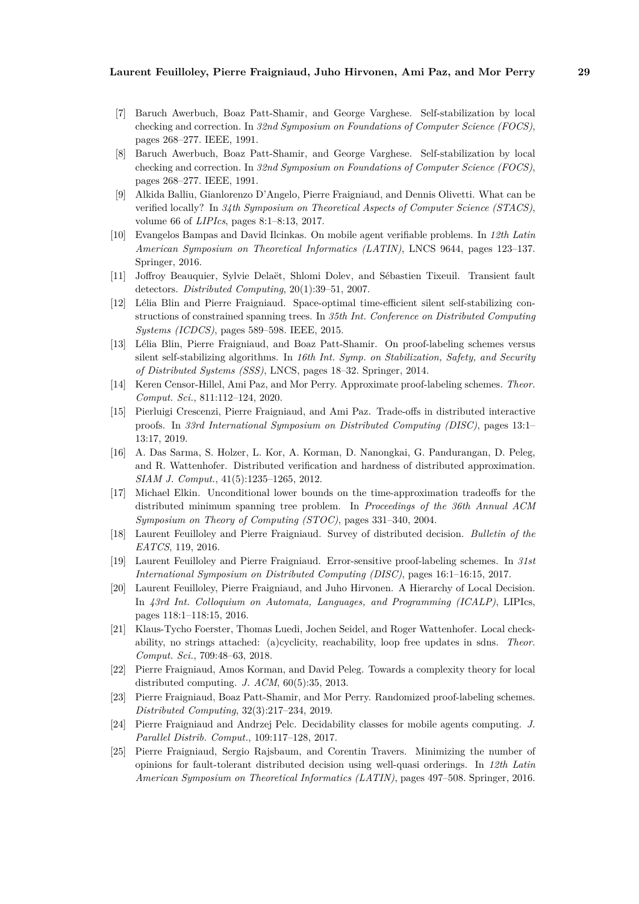[7] Baruch Awerbuch, Boaz Patt-Shamir, and George Varghese. Self-stabilization by local checking and correction. In *32nd Symposium on Foundations of Computer Science (FOCS)*, pages 268–277. IEEE, 1991.

[8] Baruch Awerbuch, Boaz Patt-Shamir, and George Varghese. Self-stabilization by local checking and correction. In *32nd Symposium on Foundations of Computer Science (FOCS)*, pages 268–277. IEEE, 1991.

[9] Alkida Balliu, Gianlorenzo D'Angelo, Pierre Fraigniaud, and Dennis Olivetti. What can be verified locally? In *34th Symposium on Theoretical Aspects of Computer Science (STACS)*, volume 66 of *LIPIcs*, pages 8:1–8:13, 2017.

[10] Evangelos Bampas and David Ilcinkas. On mobile agent verifiable problems. In *12th Latin American Symposium on Theoretical Informatics (LATIN)*, LNCS 9644, pages 123–137. Springer, 2016.

[11] Joffroy Beauquier, Sylvie Delaët, Shlomi Dolev, and Sébastien Tixeuil. Transient fault detectors. *Distributed Computing*, 20(1):39–51, 2007.

[12] Lélia Blin and Pierre Fraigniaud. Space-optimal time-efficient silent self-stabilizing constructions of constrained spanning trees. In *35th Int. Conference on Distributed Computing Systems (ICDCS)*, pages 589–598. IEEE, 2015.

[13] Lélia Blin, Pierre Fraigniaud, and Boaz Patt-Shamir. On proof-labeling schemes versus silent self-stabilizing algorithms. In *16th Int. Symp. on Stabilization, Safety, and Security of Distributed Systems (SSS)*, LNCS, pages 18–32. Springer, 2014.

[14] Keren Censor-Hillel, Ami Paz, and Mor Perry. Approximate proof-labeling schemes. *Theor. Comput. Sci.*, 811:112–124, 2020.

[15] Pierluigi Crescenzi, Pierre Fraigniaud, and Ami Paz. Trade-offs in distributed interactive proofs. In *33rd International Symposium on Distributed Computing (DISC)*, pages 13:1–13:17, 2019.

[16] A. Das Sarma, S. Holzer, L. Kor, A. Korman, D. Nanongkai, G. Pandurangan, D. Peleg, and R. Wattenhofer. Distributed verification and hardness of distributed approximation. *SIAM J. Comput.*, 41(5):1235–1265, 2012.

[17] Michael Elkin. Unconditional lower bounds on the time-approximation tradeoffs for the distributed minimum spanning tree problem. In *Proceedings of the 36th Annual ACM Symposium on Theory of Computing (STOC)*, pages 331–340, 2004.

[18] Laurent Feuilloley and Pierre Fraigniaud. Survey of distributed decision. *Bulletin of the EATCS*, 119, 2016.

[19] Laurent Feuilloley and Pierre Fraigniaud. Error-sensitive proof-labeling schemes. In *31st International Symposium on Distributed Computing (DISC)*, pages 16:1–16:15, 2017.

[20] Laurent Feuilloley, Pierre Fraigniaud, and Juho Hirvonen. A Hierarchy of Local Decision. In *43rd Int. Colloquium on Automata, Languages, and Programming (ICALP)*, LIPIcs, pages 118:1–118:15, 2016.

[21] Klaus-Tycho Foerster, Thomas Luedi, Jochen Seidel, and Roger Wattenhofer. Local checkability, no strings attached: (a)cyclicity, reachability, loop free updates in sdns. *Theor. Comput. Sci.*, 709:48–63, 2018.

[22] Pierre Fraigniaud, Amos Korman, and David Peleg. Towards a complexity theory for local distributed computing. *J. ACM*, 60(5):35, 2013.

[23] Pierre Fraigniaud, Boaz Patt-Shamir, and Mor Perry. Randomized proof-labeling schemes. *Distributed Computing*, 32(3):217–234, 2019.

[24] Pierre Fraigniaud and Andrzej Pelc. Decidability classes for mobile agents computing. *J. Parallel Distrib. Comput.*, 109:117–128, 2017.

[25] Pierre Fraigniaud, Sergio Rajsbaum, and Corentin Travers. Minimizing the number of opinions for fault-tolerant distributed decision using well-quasi orderings. In *12th Latin American Symposium on Theoretical Informatics (LATIN)*, pages 497–508. Springer, 2016.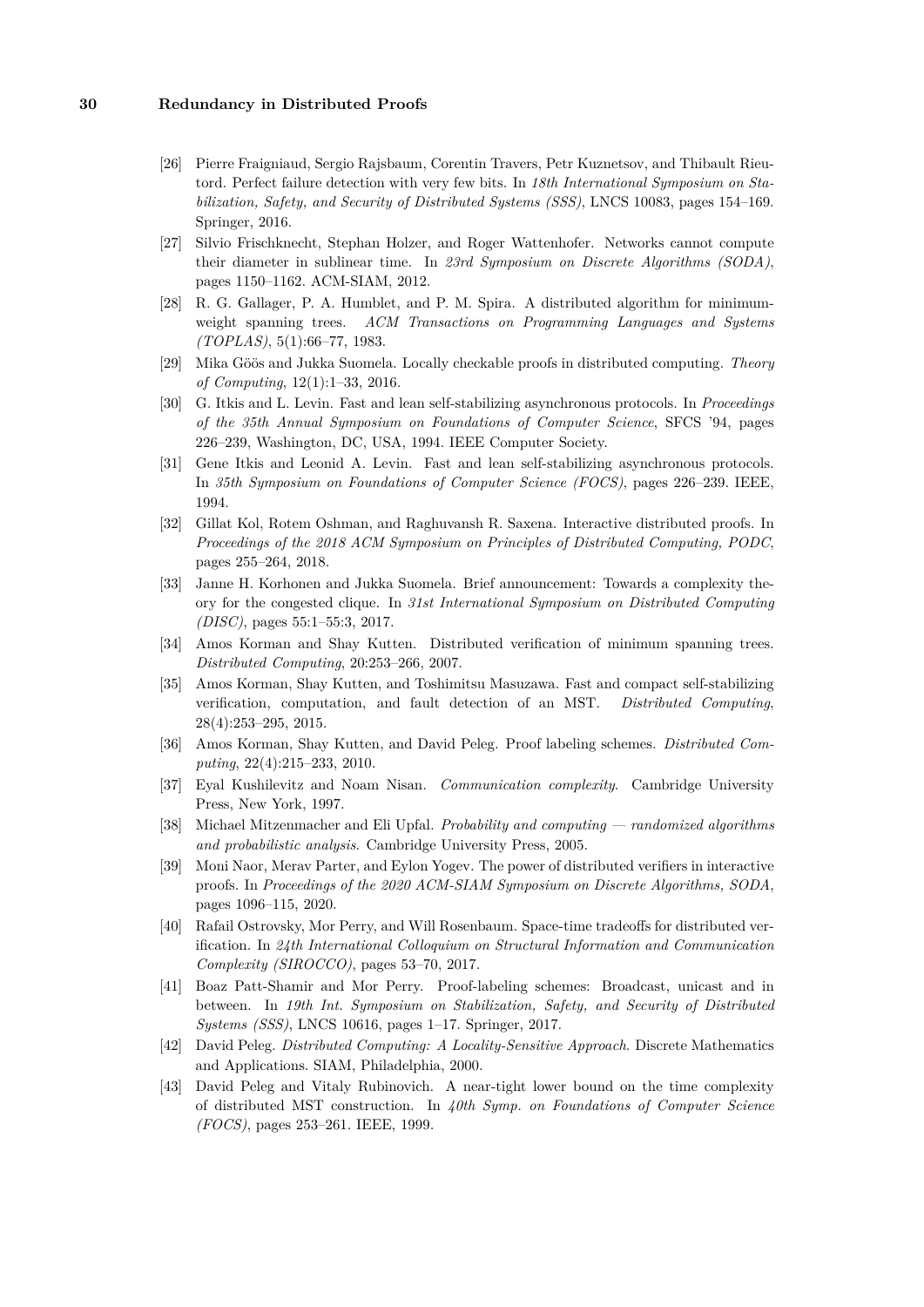[26] Pierre Fraigniaud, Sergio Rajsbaum, Corentin Travers, Petr Kuznetsov, and Thibault Rieutord. Perfect failure detection with very few bits. In *18th International Symposium on Stabilization, Safety, and Security of Distributed Systems (SSS)*, LNCS 10083, pages 154–169. Springer, 2016.

[27] Silvio Frischknecht, Stephan Holzer, and Roger Wattenhofer. Networks cannot compute their diameter in sublinear time. In *23rd Symposium on Discrete Algorithms (SODA)*, pages 1150–1162. ACM-SIAM, 2012.

[28] R. G. Gallager, P. A. Humblet, and P. M. Spira. A distributed algorithm for minimum-weight spanning trees. *ACM Transactions on Programming Languages and Systems (TOPLAS)*, 5(1):66–77, 1983.

[29] Mika Göös and Jukka Suomela. Locally checkable proofs in distributed computing. *Theory of Computing*, 12(1):1–33, 2016.

[30] G. Itkis and L. Levin. Fast and lean self-stabilizing asynchronous protocols. In *Proceedings of the 35th Annual Symposium on Foundations of Computer Science*, SFCS '94, pages 226–239, Washington, DC, USA, 1994. IEEE Computer Society.

[31] Gene Itkis and Leonid A. Levin. Fast and lean self-stabilizing asynchronous protocols. In *35th Symposium on Foundations of Computer Science (FOCS)*, pages 226–239. IEEE, 1994.

[32] Gillat Kol, Rotem Oshman, and Raghuvansh R. Saxena. Interactive distributed proofs. In *Proceedings of the 2018 ACM Symposium on Principles of Distributed Computing, PODC*, pages 255–264, 2018.

[33] Janne H. Korhonen and Jukka Suomela. Brief announcement: Towards a complexity theory for the congested clique. In *31st International Symposium on Distributed Computing (DISC)*, pages 55:1–55:3, 2017.

[34] Amos Korman and Shay Kutten. Distributed verification of minimum spanning trees. *Distributed Computing*, 20:253–266, 2007.

[35] Amos Korman, Shay Kutten, and Toshimitsu Masuzawa. Fast and compact self-stabilizing verification, computation, and fault detection of an MST. *Distributed Computing*, 28(4):253–295, 2015.

[36] Amos Korman, Shay Kutten, and David Peleg. Proof labeling schemes. *Distributed Computing*, 22(4):215–233, 2010.

[37] Eyal Kushilevitz and Noam Nisan. *Communication complexity*. Cambridge University Press, New York, 1997.

[38] Michael Mitzenmacher and Eli Upfal. *Probability and computing — randomized algorithms and probabilistic analysis*. Cambridge University Press, 2005.

[39] Moni Naor, Merav Parter, and Eylon Yogev. The power of distributed verifiers in interactive proofs. In *Proceedings of the 2020 ACM-SIAM Symposium on Discrete Algorithms, SODA*, pages 1096–115, 2020.

[40] Rafail Ostrovsky, Mor Perry, and Will Rosenbaum. Space-time tradeoffs for distributed verification. In *24th International Colloquium on Structural Information and Communication Complexity (SIROCCO)*, pages 53–70, 2017.

[41] Boaz Patt-Shamir and Mor Perry. Proof-labeling schemes: Broadcast, unicast and in between. In *19th Int. Symposium on Stabilization, Safety, and Security of Distributed Systems (SSS)*, LNCS 10616, pages 1–17. Springer, 2017.

[42] David Peleg. *Distributed Computing: A Locality-Sensitive Approach*. Discrete Mathematics and Applications. SIAM, Philadelphia, 2000.

[43] David Peleg and Vitaly Rubinovich. A near-tight lower bound on the time complexity of distributed MST construction. In *40th Symp. on Foundations of Computer Science (FOCS)*, pages 253–261. IEEE, 1999.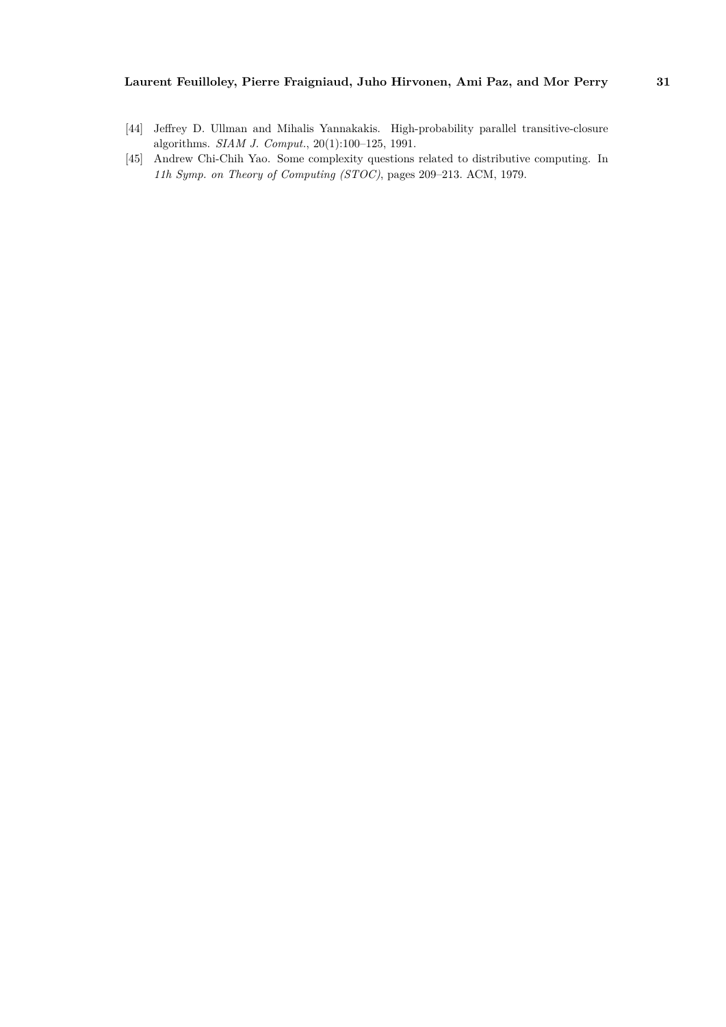[44] Jeffrey D. Ullman and Mihalis Yannakakis. High-probability parallel transitive-closure algorithms. *SIAM J. Comput.*, 20(1):100–125, 1991.

[45] Andrew Chi-Chih Yao. Some complexity questions related to distributive computing. In *11h Symp. on Theory of Computing (STOC)*, pages 209–213. ACM, 1979.